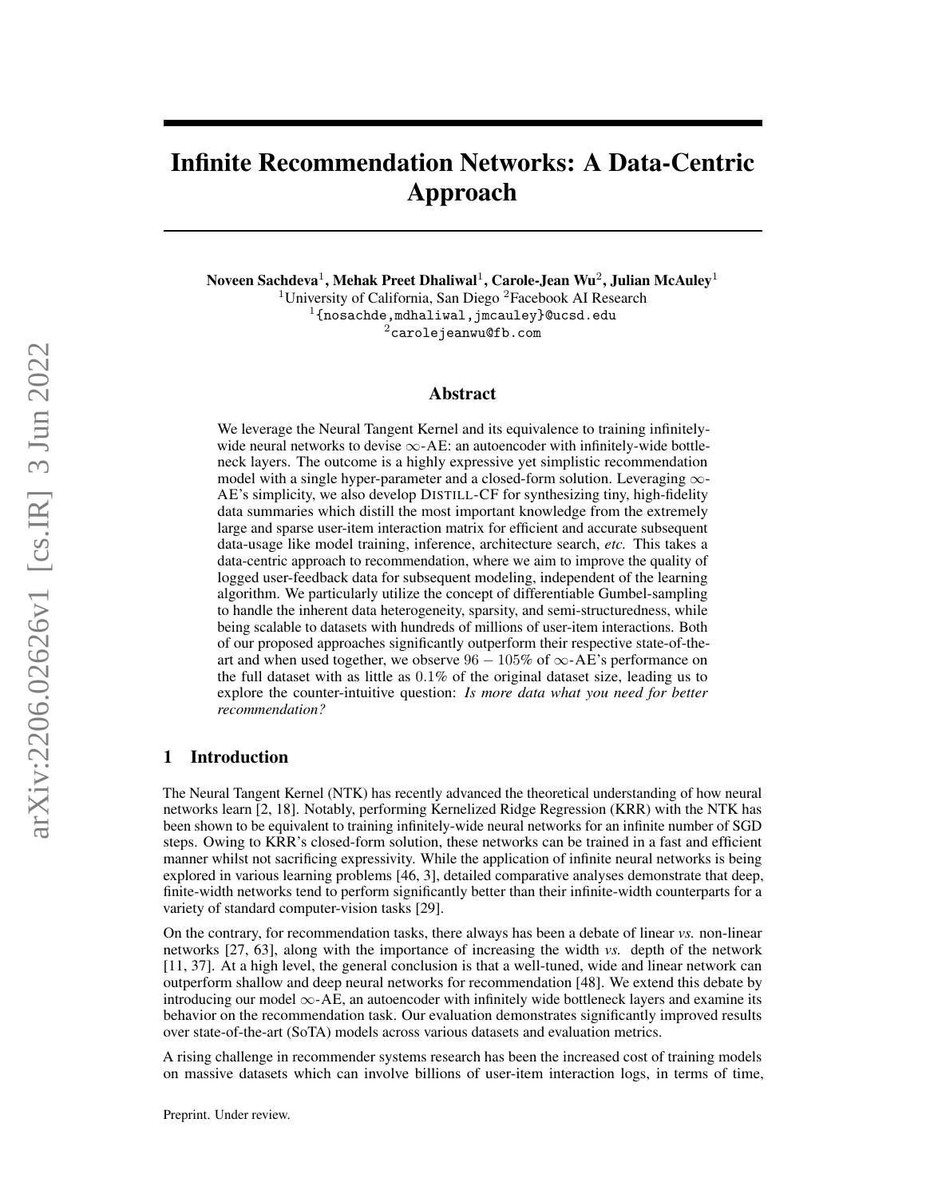# Infinite Recommendation Networks: A Data-Centric Approach

**Noveen Sachdeva**[1], **Mehak Preet Dhaliwal**[1], **Carole-Jean Wu**[2], **Julian McAuley**[1]

[1]University of California, San Diego [2]Facebook AI Research

[1]{nosachde,mdhaliwal,jmcauley}@ucsd.edu

[2]carolejeanwu@fb.com

## Abstract

We leverage the Neural Tangent Kernel and its equivalence to training infinitely-wide neural networks to devise $\infty$-AE: an autoencoder with infinitely-wide bottleneck layers. The outcome is a highly expressive yet simplistic recommendation model with a single hyper-parameter and a closed-form solution. Leveraging $\infty$-AE's simplicity, we also develop DISTILL-CF for synthesizing tiny, high-fidelity data summaries which distill the most important knowledge from the extremely large and sparse user-item interaction matrix for efficient and accurate subsequent data-usage like model training, inference, architecture search, *etc.* This takes a data-centric approach to recommendation, where we aim to improve the quality of logged user-feedback data for subsequent modeling, independent of the learning algorithm. We particularly utilize the concept of differentiable Gumbel-sampling to handle the inherent data heterogeneity, sparsity, and semi-structuredness, while being scalable to datasets with hundreds of millions of user-item interactions. Both of our proposed approaches significantly outperform their respective state-of-the-art and when used together, we observe $96 - 105\%$ of $\infty$-AE's performance on the full dataset with as little as $0.1\%$ of the original dataset size, leading us to explore the counter-intuitive question: *Is more data what you need for better recommendation?*

## 1 Introduction

The Neural Tangent Kernel (NTK) has recently advanced the theoretical understanding of how neural networks learn [2, 18]. Notably, performing Kernelized Ridge Regression (KRR) with the NTK has been shown to be equivalent to training infinitely-wide neural networks for an infinite number of SGD steps. Owing to KRR's closed-form solution, these networks can be trained in a fast and efficient manner whilst not sacrificing expressivity. While the application of infinite neural networks is being explored in various learning problems [46, 3], detailed comparative analyses demonstrate that deep, finite-width networks tend to perform significantly better than their infinite-width counterparts for a variety of standard computer-vision tasks [29].

On the contrary, for recommendation tasks, there always has been a debate of linear *vs.* non-linear networks [27, 63], along with the importance of increasing the width *vs.* depth of the network [11, 37]. At a high level, the general conclusion is that a well-tuned, wide and linear network can outperform shallow and deep neural networks for recommendation [48]. We extend this debate by introducing our model $\infty$-AE, an autoencoder with infinitely wide bottleneck layers and examine its behavior on the recommendation task. Our evaluation demonstrates significantly improved results over state-of-the-art (SoTA) models across various datasets and evaluation metrics.

A rising challenge in recommender systems research has been the increased cost of training models on massive datasets which can involve billions of user-item interaction logs, in terms of time,

Preprint. Under review.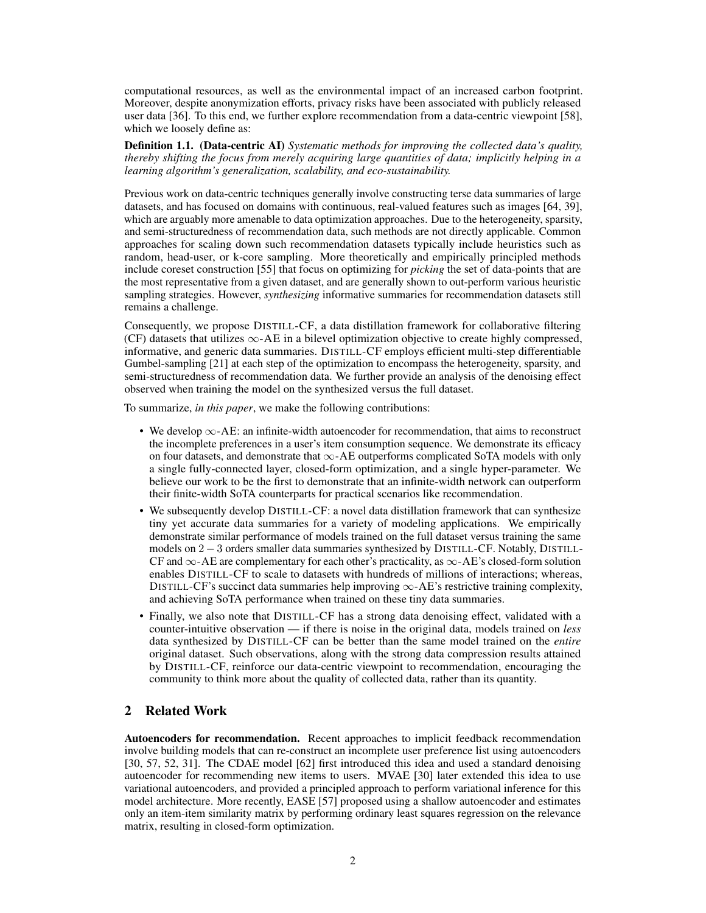computational resources, as well as the environmental impact of an increased carbon footprint. Moreover, despite anonymization efforts, privacy risks have been associated with publicly released user data [36]. To this end, we further explore recommendation from a data-centric viewpoint [58], which we loosely define as:

**Definition 1.1. (Data-centric AI)** *Systematic methods for improving the collected data's quality, thereby shifting the focus from merely acquiring large quantities of data; implicitly helping in a learning algorithm's generalization, scalability, and eco-sustainability.*

Previous work on data-centric techniques generally involve constructing terse data summaries of large datasets, and has focused on domains with continuous, real-valued features such as images [64, 39], which are arguably more amenable to data optimization approaches. Due to the heterogeneity, sparsity, and semi-structuredness of recommendation data, such methods are not directly applicable. Common approaches for scaling down such recommendation datasets typically include heuristics such as random, head-user, or k-core sampling. More theoretically and empirically principled methods include coreset construction [55] that focus on optimizing for *picking* the set of data-points that are the most representative from a given dataset, and are generally shown to out-perform various heuristic sampling strategies. However, *synthesizing* informative summaries for recommendation datasets still remains a challenge.

Consequently, we propose DISTILL-CF, a data distillation framework for collaborative filtering (CF) datasets that utilizes $\infty$-AE in a bilevel optimization objective to create highly compressed, informative, and generic data summaries. DISTILL-CF employs efficient multi-step differentiable Gumbel-sampling [21] at each step of the optimization to encompass the heterogeneity, sparsity, and semi-structuredness of recommendation data. We further provide an analysis of the denoising effect observed when training the model on the synthesized versus the full dataset.

To summarize, *in this paper*, we make the following contributions:

- We develop $\infty$-AE: an infinite-width autoencoder for recommendation, that aims to reconstruct the incomplete preferences in a user's item consumption sequence. We demonstrate its efficacy on four datasets, and demonstrate that $\infty$-AE outperforms complicated SoTA models with only a single fully-connected layer, closed-form optimization, and a single hyper-parameter. We believe our work to be the first to demonstrate that an infinite-width network can outperform their finite-width SoTA counterparts for practical scenarios like recommendation.
- We subsequently develop DISTILL-CF: a novel data distillation framework that can synthesize tiny yet accurate data summaries for a variety of modeling applications. We empirically demonstrate similar performance of models trained on the full dataset versus training the same models on $2-3$ orders smaller data summaries synthesized by DISTILL-CF. Notably, DISTILL-CF and $\infty$-AE are complementary for each other's practicality, as $\infty$-AE's closed-form solution enables DISTILL-CF to scale to datasets with hundreds of millions of interactions; whereas, DISTILL-CF's succinct data summaries help improving $\infty$-AE's restrictive training complexity, and achieving SoTA performance when trained on these tiny data summaries.
- Finally, we also note that DISTILL-CF has a strong data denoising effect, validated with a counter-intuitive observation — if there is noise in the original data, models trained on *less* data synthesized by DISTILL-CF can be better than the same model trained on the *entire* original dataset. Such observations, along with the strong data compression results attained by DISTILL-CF, reinforce our data-centric viewpoint to recommendation, encouraging the community to think more about the quality of collected data, rather than its quantity.

## 2 Related Work

**Autoencoders for recommendation.** Recent approaches to implicit feedback recommendation involve building models that can re-construct an incomplete user preference list using autoencoders [30, 57, 52, 31]. The CDAE model [62] first introduced this idea and used a standard denoising autoencoder for recommending new items to users. MVAE [30] later extended this idea to use variational autoencoders, and provided a principled approach to perform variational inference for this model architecture. More recently, EASE [57] proposed using a shallow autoencoder and estimates only an item-item similarity matrix by performing ordinary least squares regression on the relevance matrix, resulting in closed-form optimization.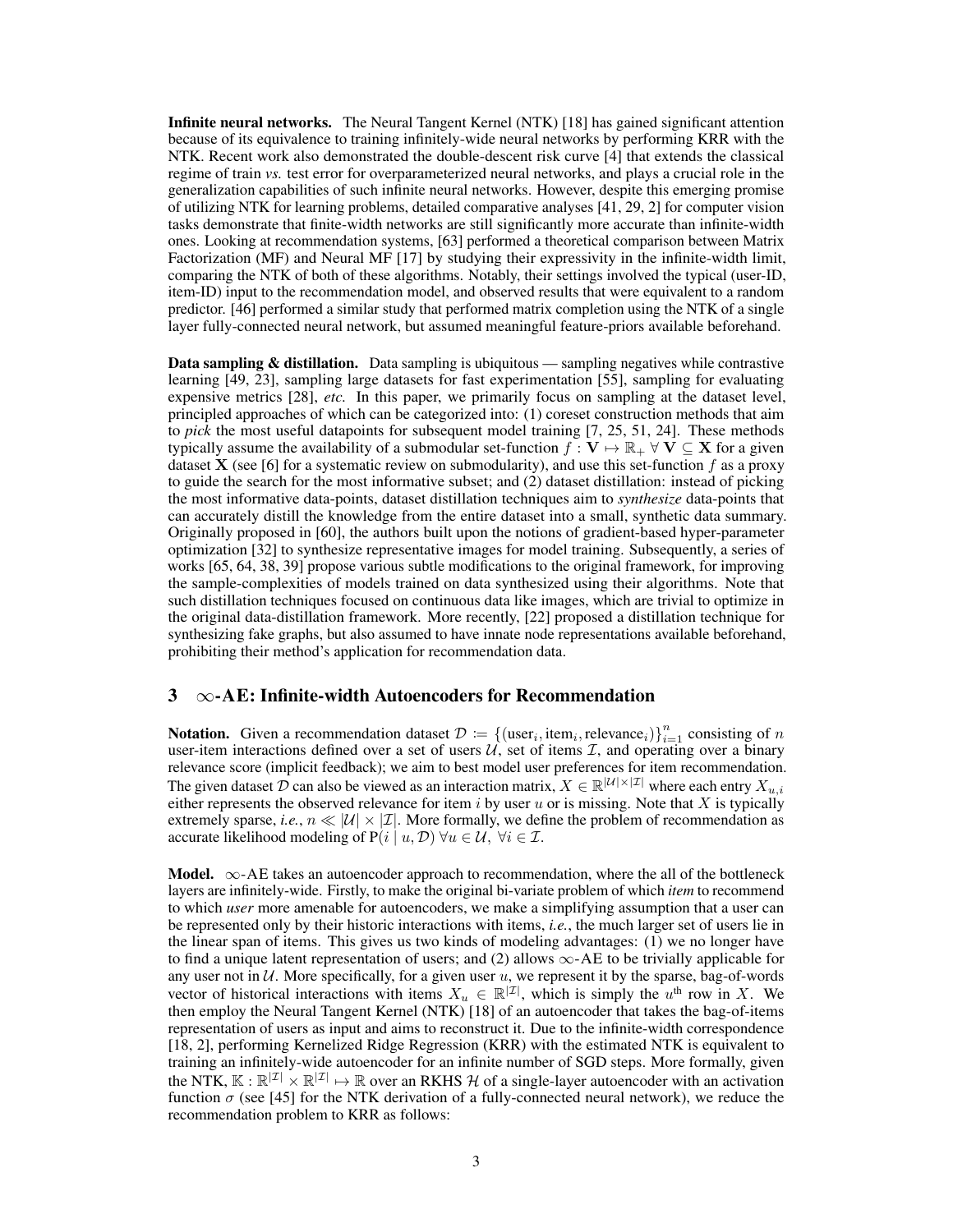**Infinite neural networks.** The Neural Tangent Kernel (NTK) [18] has gained significant attention because of its equivalence to training infinitely-wide neural networks by performing KRR with the NTK. Recent work also demonstrated the double-descent risk curve [4] that extends the classical regime of train *vs.* test error for overparameterized neural networks, and plays a crucial role in the generalization capabilities of such infinite neural networks. However, despite this emerging promise of utilizing NTK for learning problems, detailed comparative analyses [41, 29, 2] for computer vision tasks demonstrate that finite-width networks are still significantly more accurate than infinite-width ones. Looking at recommendation systems, [63] performed a theoretical comparison between Matrix Factorization (MF) and Neural MF [17] by studying their expressivity in the infinite-width limit, comparing the NTK of both of these algorithms. Notably, their settings involved the typical (user-ID, item-ID) input to the recommendation model, and observed results that were equivalent to a random predictor. [46] performed a similar study that performed matrix completion using the NTK of a single layer fully-connected neural network, but assumed meaningful feature-priors available beforehand.

**Data sampling & distillation.** Data sampling is ubiquitous — sampling negatives while contrastive learning [49, 23], sampling large datasets for fast experimentation [55], sampling for evaluating expensive metrics [28], *etc.* In this paper, we primarily focus on sampling at the dataset level, principled approaches of which can be categorized into: (1) coreset construction methods that aim to *pick* the most useful datapoints for subsequent model training [7, 25, 51, 24]. These methods typically assume the availability of a submodular set-function $f : \mathbf{V} \mapsto \mathbb{R}_+ \ \forall \ \mathbf{V} \subseteq \mathbf{X}$ for a given dataset $\mathbf{X}$ (see [6] for a systematic review on submodularity), and use this set-function $f$ as a proxy to guide the search for the most informative subset; and (2) dataset distillation: instead of picking the most informative data-points, dataset distillation techniques aim to *synthesize* data-points that can accurately distill the knowledge from the entire dataset into a small, synthetic data summary. Originally proposed in [60], the authors built upon the notions of gradient-based hyper-parameter optimization [32] to synthesize representative images for model training. Subsequently, a series of works [65, 64, 38, 39] propose various subtle modifications to the original framework, for improving the sample-complexities of models trained on data synthesized using their algorithms. Note that such distillation techniques focused on continuous data like images, which are trivial to optimize in the original data-distillation framework. More recently, [22] proposed a distillation technique for synthesizing fake graphs, but also assumed to have innate node representations available beforehand, prohibiting their method's application for recommendation data.

## 3 $\infty$-AE: Infinite-width Autoencoders for Recommendation

**Notation.** Given a recommendation dataset $\mathcal{D} := \{(\text{user}_i, \text{item}_i, \text{relevance}_i)\}_{i=1}^{n}$ consisting of $n$ user-item interactions defined over a set of users $\mathcal{U}$, set of items $\mathcal{I}$, and operating over a binary relevance score (implicit feedback); we aim to best model user preferences for item recommendation. The given dataset $\mathcal{D}$ can also be viewed as an interaction matrix, $X \in \mathbb{R}^{|\mathcal{U}| \times |\mathcal{I}|}$ where each entry $X_{u,i}$ either represents the observed relevance for item $i$ by user $u$ or is missing. Note that $X$ is typically extremely sparse, *i.e.*, $n \ll |\mathcal{U}| \times |\mathcal{I}|$. More formally, we define the problem of recommendation as accurate likelihood modeling of $\mathrm{P}(i \mid u, \mathcal{D}) \ \forall u \in \mathcal{U}, \ \forall i \in \mathcal{I}$.

**Model.** $\infty$-AE takes an autoencoder approach to recommendation, where the all of the bottleneck layers are infinitely-wide. Firstly, to make the original bi-variate problem of which *item* to recommend to which *user* more amenable for autoencoders, we make a simplifying assumption that a user can be represented only by their historic interactions with items, *i.e.*, the much larger set of users lie in the linear span of items. This gives us two kinds of modeling advantages: (1) we no longer have to find a unique latent representation of users; and (2) allows $\infty$-AE to be trivially applicable for any user not in $\mathcal{U}$. More specifically, for a given user $u$, we represent it by the sparse, bag-of-words vector of historical interactions with items $X_u \in \mathbb{R}^{|\mathcal{I}|}$, which is simply the $u^{\text{th}}$ row in $X$. We then employ the Neural Tangent Kernel (NTK) [18] of an autoencoder that takes the bag-of-items representation of users as input and aims to reconstruct it. Due to the infinite-width correspondence [18, 2], performing Kernelized Ridge Regression (KRR) with the estimated NTK is equivalent to training an infinitely-wide autoencoder for an infinite number of SGD steps. More formally, given the NTK, $\mathbb{K} : \mathbb{R}^{|\mathcal{I}|} \times \mathbb{R}^{|\mathcal{I}|} \mapsto \mathbb{R}$ over an RKHS $\mathcal{H}$ of a single-layer autoencoder with an activation function $\sigma$ (see [45] for the NTK derivation of a fully-connected neural network), we reduce the recommendation problem to KRR as follows: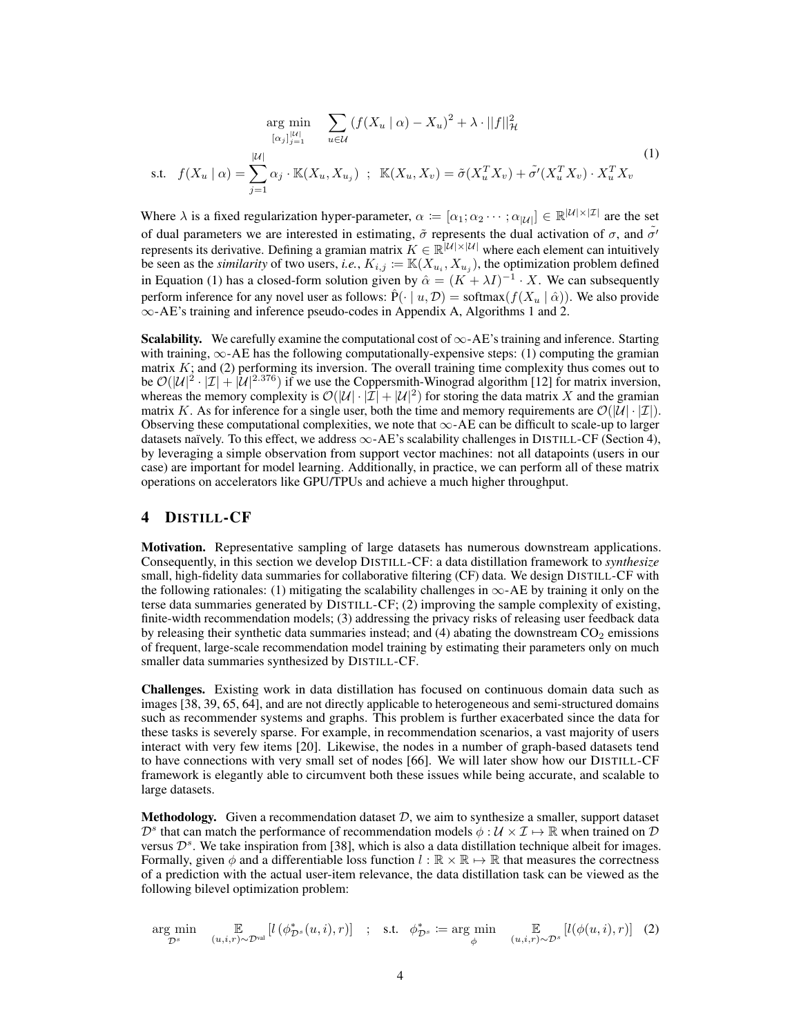$$
\begin{aligned}
&\underset{[\alpha_j]_{j=1}^{|\mathcal{U}|}}{\arg\min} \quad \sum_{u \in \mathcal{U}} \left(f(X_u \mid \alpha) - X_u\right)^2 + \lambda \cdot ||f||_{\mathcal{H}}^2 \\
&\text{s.t.} \quad f(X_u \mid \alpha) = \sum_{j=1}^{|\mathcal{U}|} \alpha_j \cdot \mathbb{K}(X_u, X_{u_j}) \ \ ; \ \ \mathbb{K}(X_u, X_v) = \tilde{\sigma}(X_u^T X_v) + \tilde{\sigma}'(X_u^T X_v) \cdot X_u^T X_v
\end{aligned} \tag{1}
$$

Where $\lambda$ is a fixed regularization hyper-parameter, $\alpha \coloneqq [\alpha_1; \alpha_2 \cdots ; \alpha_{|\mathcal{U}|}] \in \mathbb{R}^{|\mathcal{U}| \times |\mathcal{I}|}$ are the set of dual parameters we are interested in estimating, $\tilde{\sigma}$ represents the dual activation of $\sigma$, and $\tilde{\sigma}'$ represents its derivative. Defining a gramian matrix $K \in \mathbb{R}^{|\mathcal{U}| \times |\mathcal{U}|}$ where each element can intuitively be seen as the *similarity* of two users, *i.e.*, $K_{i,j} \coloneqq \mathbb{K}(X_{u_i}, X_{u_j})$, the optimization problem defined in Equation (1) has a closed-form solution given by $\hat{\alpha} = (K + \lambda I)^{-1} \cdot X$. We can subsequently perform inference for any novel user as follows: $\hat{\mathrm{P}}(\cdot \mid u, \mathcal{D}) = \mathrm{softmax}(f(X_u \mid \hat{\alpha}))$. We also provide $\infty$-AE's training and inference pseudo-codes in Appendix A, Algorithms 1 and 2.

**Scalability.** We carefully examine the computational cost of $\infty$-AE's training and inference. Starting with training, $\infty$-AE has the following computationally-expensive steps: (1) computing the gramian matrix $K$; and (2) performing its inversion. The overall training time complexity thus comes out to be $\mathcal{O}(|\mathcal{U}|^2 \cdot |\mathcal{I}| + |\mathcal{U}|^{2.376})$ if we use the Coppersmith-Winograd algorithm [12] for matrix inversion, whereas the memory complexity is $\mathcal{O}(|\mathcal{U}| \cdot |\mathcal{I}| + |\mathcal{U}|^2)$ for storing the data matrix $X$ and the gramian matrix $K$. As for inference for a single user, both the time and memory requirements are $\mathcal{O}(|\mathcal{U}| \cdot |\mathcal{I}|)$. Observing these computational complexities, we note that $\infty$-AE can be difficult to scale-up to larger datasets naïvely. To this effect, we address $\infty$-AE's scalability challenges in DISTILL-CF (Section 4), by leveraging a simple observation from support vector machines: not all datapoints (users in our case) are important for model learning. Additionally, in practice, we can perform all of these matrix operations on accelerators like GPU/TPUs and achieve a much higher throughput.

## 4 DISTILL-CF

**Motivation.** Representative sampling of large datasets has numerous downstream applications. Consequently, in this section we develop DISTILL-CF: a data distillation framework to *synthesize* small, high-fidelity data summaries for collaborative filtering (CF) data. We design DISTILL-CF with the following rationales: (1) mitigating the scalability challenges in $\infty$-AE by training it only on the terse data summaries generated by DISTILL-CF; (2) improving the sample complexity of existing, finite-width recommendation models; (3) addressing the privacy risks of releasing user feedback data by releasing their synthetic data summaries instead; and (4) abating the downstream $CO_2$ emissions of frequent, large-scale recommendation model training by estimating their parameters only on much smaller data summaries synthesized by DISTILL-CF.

**Challenges.** Existing work in data distillation has focused on continuous domain data such as images [38, 39, 65, 64], and are not directly applicable to heterogeneous and semi-structured domains such as recommender systems and graphs. This problem is further exacerbated since the data for these tasks is severely sparse. For example, in recommendation scenarios, a vast majority of users interact with very few items [20]. Likewise, the nodes in a number of graph-based datasets tend to have connections with very small set of nodes [66]. We will later show how our DISTILL-CF framework is elegantly able to circumvent both these issues while being accurate, and scalable to large datasets.

**Methodology.** Given a recommendation dataset $\mathcal{D}$, we aim to synthesize a smaller, support dataset $\mathcal{D}^s$ that can match the performance of recommendation models $\phi : \mathcal{U} \times \mathcal{I} \mapsto \mathbb{R}$ when trained on $\mathcal{D}$ versus $\mathcal{D}^s$. We take inspiration from [38], which is also a data distillation technique albeit for images. Formally, given $\phi$ and a differentiable loss function $l : \mathbb{R} \times \mathbb{R} \mapsto \mathbb{R}$ that measures the correctness of a prediction with the actual user-item relevance, the data distillation task can be viewed as the following bilevel optimization problem:

$$
\underset{\mathcal{D}^s}{\arg\min} \quad \underset{(u,i,r) \sim \mathcal{D}^{\text{val}}}{\mathbb{E}} \left[ l\left(\phi^*_{\mathcal{D}^s}(u,i), r\right) \right] \quad ; \quad \text{s.t.} \quad \phi^*_{\mathcal{D}^s} \coloneqq \underset{\phi}{\arg\min} \quad \underset{(u,i,r) \sim \mathcal{D}^s}{\mathbb{E}} \left[ l(\phi(u,i), r) \right] \tag{2}
$$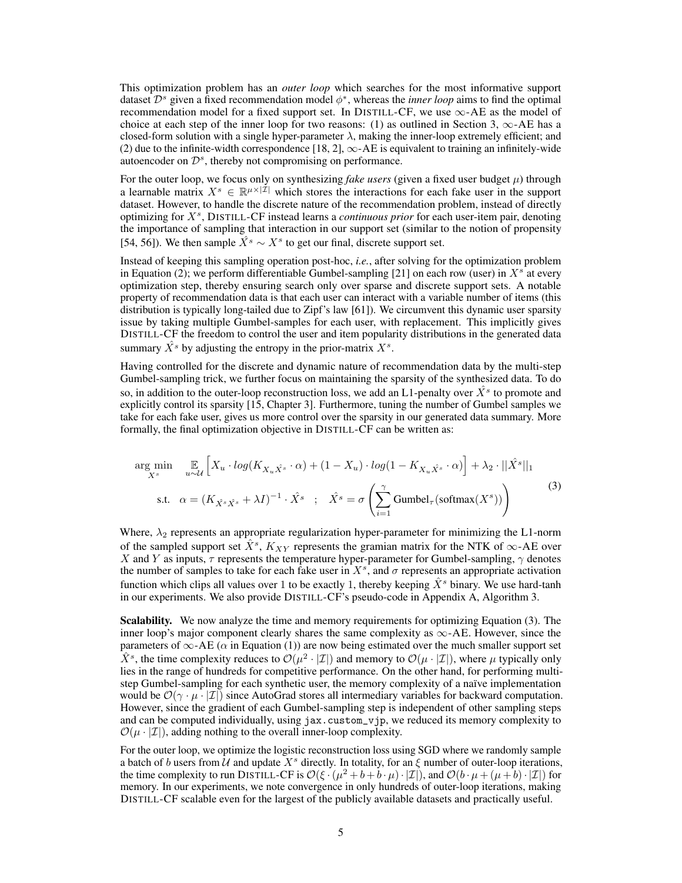This optimization problem has an *outer loop* which searches for the most informative support dataset $\mathcal{D}^s$ given a fixed recommendation model $\phi^*$, whereas the *inner loop* aims to find the optimal recommendation model for a fixed support set. In DISTILL-CF, we use $\infty$-AE as the model of choice at each step of the inner loop for two reasons: (1) as outlined in Section 3, $\infty$-AE has a closed-form solution with a single hyper-parameter $\lambda$, making the inner-loop extremely efficient; and (2) due to the infinite-width correspondence [18, 2], $\infty$-AE is equivalent to training an infinitely-wide autoencoder on $\mathcal{D}^s$, thereby not compromising on performance.

For the outer loop, we focus only on synthesizing *fake users* (given a fixed user budget $\mu$) through a learnable matrix $X^s \in \mathbb{R}^{\mu \times |\mathcal{I}|}$ which stores the interactions for each fake user in the support dataset. However, to handle the discrete nature of the recommendation problem, instead of directly optimizing for $X^s$, DISTILL-CF instead learns a *continuous prior* for each user-item pair, denoting the importance of sampling that interaction in our support set (similar to the notion of propensity [54, 56]). We then sample $\hat{X}^s \sim X^s$ to get our final, discrete support set.

Instead of keeping this sampling operation post-hoc, *i.e.*, after solving for the optimization problem in Equation (2); we perform differentiable Gumbel-sampling [21] on each row (user) in $X^s$ at every optimization step, thereby ensuring search only over sparse and discrete support sets. A notable property of recommendation data is that each user can interact with a variable number of items (this distribution is typically long-tailed due to Zipf's law [61]). We circumvent this dynamic user sparsity issue by taking multiple Gumbel-samples for each user, with replacement. This implicitly gives DISTILL-CF the freedom to control the user and item popularity distributions in the generated data summary $\hat{X}^s$ by adjusting the entropy in the prior-matrix $X^s$.

Having controlled for the discrete and dynamic nature of recommendation data by the multi-step Gumbel-sampling trick, we further focus on maintaining the sparsity of the synthesized data. To do so, in addition to the outer-loop reconstruction loss, we add an L1-penalty over $\hat{X}^s$ to promote and explicitly control its sparsity [15, Chapter 3]. Furthermore, tuning the number of Gumbel samples we take for each fake user, gives us more control over the sparsity in our generated data summary. More formally, the final optimization objective in DISTILL-CF can be written as:

$$
\begin{aligned}
&\underset{X^s}{\arg\min} \quad \mathop{\mathbb{E}}_{u \sim \mathcal{U}} \Big[ X_u \cdot log(K_{X_u \hat{X^s}} \cdot \alpha) + (1 - X_u) \cdot log(1 - K_{X_u \hat{X^s}} \cdot \alpha) \Big] + \lambda_2 \cdot ||\hat{X}^s||_1 \\
&\quad \text{s.t.} \quad \alpha = (K_{\hat{X^s}\hat{X^s}} + \lambda I)^{-1} \cdot \hat{X}^s \quad ; \quad \hat{X}^s = \sigma\left( \sum_{i=1}^{\gamma} \text{Gumbel}_\tau(\text{softmax}(X^s)) \right)
\end{aligned}
\tag{3}
$$

Where, $\lambda_2$ represents an appropriate regularization hyper-parameter for minimizing the L1-norm of the sampled support set $\hat{X}^s$, $K_{XY}$ represents the gramian matrix for the NTK of $\infty$-AE over $X$ and $Y$ as inputs, $\tau$ represents the temperature hyper-parameter for Gumbel-sampling, $\gamma$ denotes the number of samples to take for each fake user in $X^s$, and $\sigma$ represents an appropriate activation function which clips all values over 1 to be exactly 1, thereby keeping $\hat{X}^s$ binary. We use hard-tanh in our experiments. We also provide DISTILL-CF's pseudo-code in Appendix A, Algorithm 3.

**Scalability.** We now analyze the time and memory requirements for optimizing Equation (3). The inner loop's major component clearly shares the same complexity as $\infty$-AE. However, since the parameters of $\infty$-AE ($\alpha$ in Equation (1)) are now being estimated over the much smaller support set $\hat{X}^s$, the time complexity reduces to $\mathcal{O}(\mu^2 \cdot |\mathcal{I}|)$ and memory to $\mathcal{O}(\mu \cdot |\mathcal{I}|)$, where $\mu$ typically only lies in the range of hundreds for competitive performance. On the other hand, for performing multi-step Gumbel-sampling for each synthetic user, the memory complexity of a naïve implementation would be $\mathcal{O}(\gamma \cdot \mu \cdot |\mathcal{I}|)$ since AutoGrad stores all intermediary variables for backward computation. However, since the gradient of each Gumbel-sampling step is independent of other sampling steps and can be computed individually, using `jax.custom_vjp`, we reduced its memory complexity to $\mathcal{O}(\mu \cdot |\mathcal{I}|)$, adding nothing to the overall inner-loop complexity.

For the outer loop, we optimize the logistic reconstruction loss using SGD where we randomly sample a batch of $b$ users from $\mathcal{U}$ and update $X^s$ directly. In totality, for an $\xi$ number of outer-loop iterations, the time complexity to run DISTILL-CF is $\mathcal{O}(\xi \cdot (\mu^2 + b + b \cdot \mu) \cdot |\mathcal{I}|)$, and $\mathcal{O}(b \cdot \mu + (\mu + b) \cdot |\mathcal{I}|)$ for memory. In our experiments, we note convergence in only hundreds of outer-loop iterations, making DISTILL-CF scalable even for the largest of the publicly available datasets and practically useful.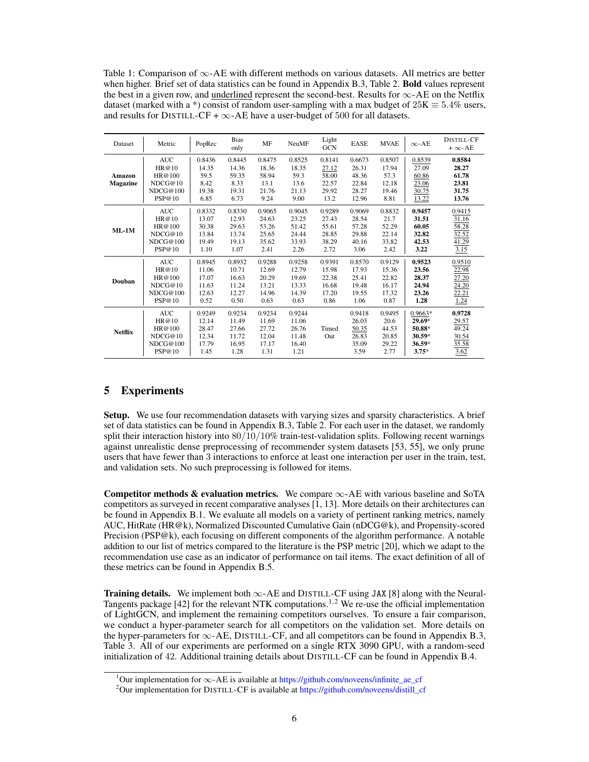Table 1: Comparison of $\infty$-AE with different methods on various datasets. All metrics are better when higher. Brief set of data statistics can be found in Appendix B.3, Table 2. **Bold** values represent the best in a given row, and <u>underlined</u> represent the second-best. Results for $\infty$-AE on the Netflix dataset (marked with a *) consist of random user-sampling with a max budget of $25\text{K} \equiv 5.4\%$ users, and results for DISTILL-CF + $\infty$-AE have a user-budget of 500 for all datasets.

| Dataset | Metric | PopRec | Bias only | MF | NeuMF | Light GCN | EASE | MVAE | $\infty$-AE | DISTILL-CF + $\infty$-AE |
|---|---|---|---|---|---|---|---|---|---|---|
| **Amazon Magazine** | AUC | 0.8436 | 0.8445 | 0.8475 | 0.8525 | 0.8141 | 0.6673 | 0.8507 | <u>0.8539</u> | **0.8584** |
| | HR@10 | 14.35 | 14.36 | 18.36 | 18.35 | <u>27.12</u> | 26.31 | 17.94 | 27.09 | **28.27** |
| | HR@100 | 59.5 | 59.35 | 58.94 | 59.3 | 58.00 | 48.36 | 57.3 | <u>60.86</u> | **61.78** |
| | NDCG@10 | 8.42 | 8.33 | 13.1 | 13.6 | 22.57 | 22.84 | 12.18 | <u>23.06</u> | **23.81** |
| | NDCG@100 | 19.38 | 19.31 | 21.76 | 21.13 | 29.92 | 28.27 | 19.46 | <u>30.75</u> | **31.75** |
| | PSP@10 | 6.85 | 6.73 | 9.24 | 9.00 | 13.2 | 12.96 | 8.81 | <u>13.22</u> | **13.76** |
| **ML-1M** | AUC | 0.8332 | 0.8330 | 0.9065 | 0.9045 | 0.9289 | 0.9069 | 0.8832 | **0.9457** | <u>0.9415</u> |
| | HR@10 | 13.07 | 12.93 | 24.63 | 23.25 | 27.43 | 28.54 | 21.7 | **31.51** | <u>31.16</u> |
| | HR@100 | 30.38 | 29.63 | 53.26 | 51.42 | 55.61 | 57.28 | 52.29 | **60.05** | <u>58.28</u> |
| | NDCG@10 | 13.84 | 13.74 | 25.65 | 24.44 | 28.85 | 29.88 | 22.14 | **32.82** | <u>32.52</u> |
| | NDCG@100 | 19.49 | 19.13 | 35.62 | 33.93 | 38.29 | 40.16 | 33.82 | **42.53** | <u>41.29</u> |
| | PSP@10 | 1.10 | 1.07 | 2.41 | 2.26 | 2.72 | 3.06 | 2.42 | **3.22** | <u>3.15</u> |
| **Douban** | AUC | 0.8945 | 0.8932 | 0.9288 | 0.9258 | 0.9391 | 0.8570 | 0.9129 | **0.9523** | <u>0.9510</u> |
| | HR@10 | 11.06 | 10.71 | 12.69 | 12.79 | 15.98 | 17.93 | 15.36 | **23.56** | <u>22.98</u> |
| | HR@100 | 17.07 | 16.63 | 20.29 | 19.69 | 22.38 | 25.41 | 22.82 | **28.37** | <u>27.20</u> |
| | NDCG@10 | 11.63 | 11.24 | 13.21 | 13.33 | 16.68 | 19.48 | 16.17 | **24.94** | <u>24.20</u> |
| | NDCG@100 | 12.63 | 12.27 | 14.96 | 14.39 | 17.20 | 19.55 | 17.32 | **23.26** | <u>22.21</u> |
| | PSP@10 | 0.52 | 0.50 | 0.63 | 0.63 | 0.86 | 1.06 | 0.87 | **1.28** | <u>1.24</u> |
| **Netflix** | AUC | 0.9249 | 0.9234 | 0.9234 | 0.9244 | Timed Out | 0.9418 | 0.9495 | <u>0.9663</u>* | **0.9728** |
| | HR@10 | 12.14 | 11.49 | 11.69 | 11.06 | | 26.03 | 20.6 | **29.69**\* | <u>29.57</u> |
| | HR@100 | 28.47 | 27.66 | 27.72 | 26.76 | | <u>50.35</u> | 44.53 | **50.88**\* | 49.24 |
| | NDCG@10 | 12.34 | 11.72 | 12.04 | 11.48 | | 26.83 | 20.85 | **30.59**\* | <u>30.54</u> |
| | NDCG@100 | 17.79 | 16.95 | 17.17 | 16.40 | | 35.09 | 29.22 | **36.59**\* | <u>35.58</u> |
| | PSP@10 | 1.45 | 1.28 | 1.31 | 1.21 | | 3.59 | 2.77 | **3.75**\* | <u>3.62</u> |

## 5 Experiments

**Setup.** We use four recommendation datasets with varying sizes and sparsity characteristics. A brief set of data statistics can be found in Appendix B.3, Table 2. For each user in the dataset, we randomly split their interaction history into $80/10/10\%$ train-test-validation splits. Following recent warnings against unrealistic dense preprocessing of recommender system datasets [53, 55], we only prune users that have fewer than 3 interactions to enforce at least one interaction per user in the train, test, and validation sets. No such preprocessing is followed for items.

**Competitor methods & evaluation metrics.** We compare $\infty$-AE with various baseline and SoTA competitors as surveyed in recent comparative analyses [1, 13]. More details on their architectures can be found in Appendix B.1. We evaluate all models on a variety of pertinent ranking metrics, namely AUC, HitRate (HR@k), Normalized Discounted Cumulative Gain (nDCG@k), and Propensity-scored Precision (PSP@k), each focusing on different components of the algorithm performance. A notable addition to our list of metrics compared to the literature is the PSP metric [20], which we adapt to the recommendation use case as an indicator of performance on tail items. The exact definition of all of these metrics can be found in Appendix B.5.

**Training details.** We implement both $\infty$-AE and DISTILL-CF using `JAX` [8] along with the Neural-Tangents package [42] for the relevant NTK computations.[1,2] We re-use the official implementation of LightGCN, and implement the remaining competitors ourselves. To ensure a fair comparison, we conduct a hyper-parameter search for all competitors on the validation set. More details on the hyper-parameters for $\infty$-AE, DISTILL-CF, and all competitors can be found in Appendix B.3, Table 3. All of our experiments are performed on a single RTX 3090 GPU, with a random-seed initialization of 42. Additional training details about DISTILL-CF can be found in Appendix B.4.

[1] Our implementation for $\infty$-AE is available at https://github.com/noveens/infinite_ae_cf

[2] Our implementation for DISTILL-CF is available at https://github.com/noveens/distill_cf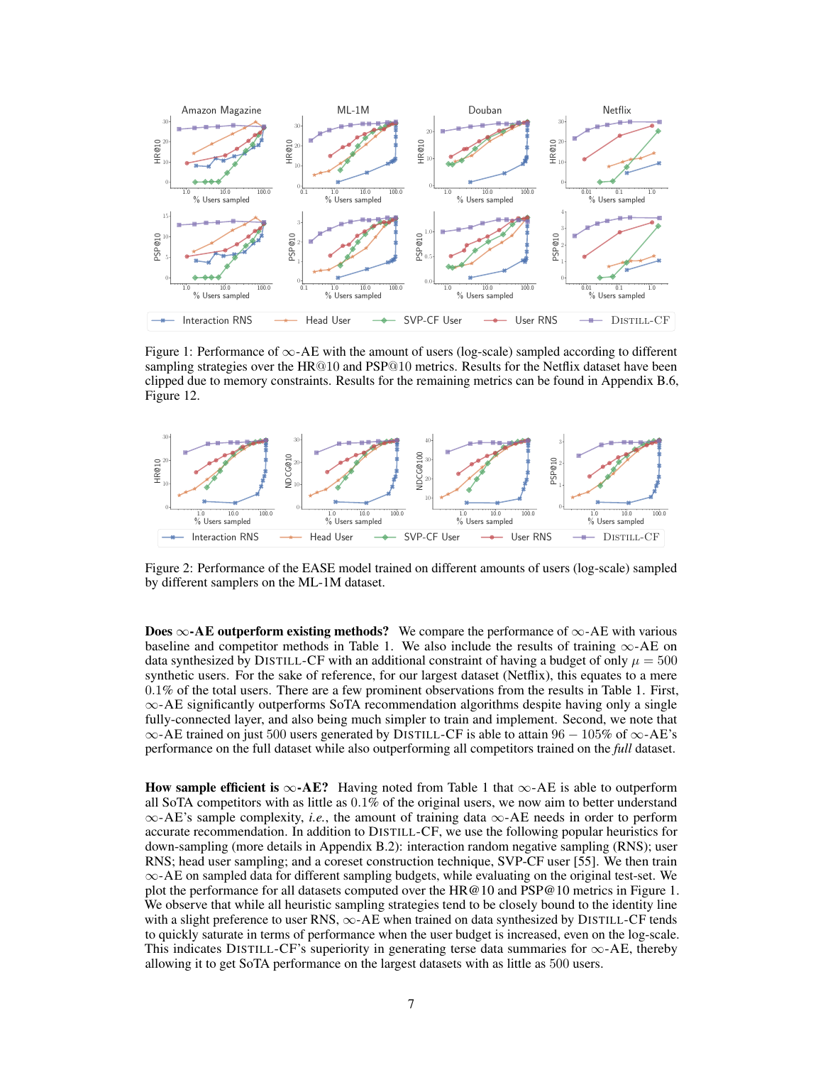Figure 1: Performance of $\infty$-AE with the amount of users (log-scale) sampled according to different sampling strategies over the HR@10 and PSP@10 metrics. Results for the Netflix dataset have been clipped due to memory constraints. Results for the remaining metrics can be found in Appendix B.6, Figure 12.

Figure 2: Performance of the EASE model trained on different amounts of users (log-scale) sampled by different samplers on the ML-1M dataset.

**Does $\infty$-AE outperform existing methods?** We compare the performance of $\infty$-AE with various baseline and competitor methods in Table 1. We also include the results of training $\infty$-AE on data synthesized by DISTILL-CF with an additional constraint of having a budget of only $\mu = 500$ synthetic users. For the sake of reference, for our largest dataset (Netflix), this equates to a mere $0.1\%$ of the total users. There are a few prominent observations from the results in Table 1. First, $\infty$-AE significantly outperforms SoTA recommendation algorithms despite having only a single fully-connected layer, and also being much simpler to train and implement. Second, we note that $\infty$-AE trained on just 500 users generated by DISTILL-CF is able to attain $96 - 105\%$ of $\infty$-AE's performance on the full dataset while also outperforming all competitors trained on the *full* dataset.

**How sample efficient is $\infty$-AE?** Having noted from Table 1 that $\infty$-AE is able to outperform all SoTA competitors with as little as $0.1\%$ of the original users, we now aim to better understand $\infty$-AE's sample complexity, *i.e.*, the amount of training data $\infty$-AE needs in order to perform accurate recommendation. In addition to DISTILL-CF, we use the following popular heuristics for down-sampling (more details in Appendix B.2): interaction random negative sampling (RNS); user RNS; head user sampling; and a coreset construction technique, SVP-CF user [55]. We then train $\infty$-AE on sampled data for different sampling budgets, while evaluating on the original test-set. We plot the performance for all datasets computed over the HR@10 and PSP@10 metrics in Figure 1. We observe that while all heuristic sampling strategies tend to be closely bound to the identity line with a slight preference to user RNS, $\infty$-AE when trained on data synthesized by DISTILL-CF tends to quickly saturate in terms of performance when the user budget is increased, even on the log-scale. This indicates DISTILL-CF's superiority in generating terse data summaries for $\infty$-AE, thereby allowing it to get SoTA performance on the largest datasets with as little as 500 users.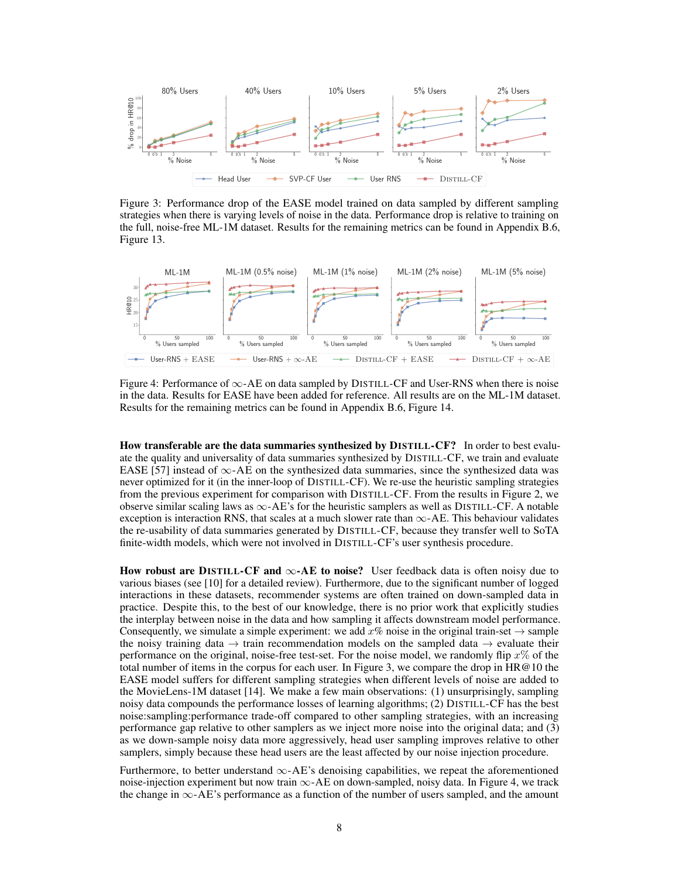Figure 3: Performance drop of the EASE model trained on data sampled by different sampling strategies when there is varying levels of noise in the data. Performance drop is relative to training on the full, noise-free ML-1M dataset. Results for the remaining metrics can be found in Appendix B.6, Figure 13.

Figure 4: Performance of $\infty$-AE on data sampled by DISTILL-CF and User-RNS when there is noise in the data. Results for EASE have been added for reference. All results are on the ML-1M dataset. Results for the remaining metrics can be found in Appendix B.6, Figure 14.

**How transferable are the data summaries synthesized by DISTILL-CF?** In order to best evaluate the quality and universality of data summaries synthesized by DISTILL-CF, we train and evaluate EASE [57] instead of $\infty$-AE on the synthesized data summaries, since the synthesized data was never optimized for it (in the inner-loop of DISTILL-CF). We re-use the heuristic sampling strategies from the previous experiment for comparison with DISTILL-CF. From the results in Figure 2, we observe similar scaling laws as $\infty$-AE's for the heuristic samplers as well as DISTILL-CF. A notable exception is interaction RNS, that scales at a much slower rate than $\infty$-AE. This behaviour validates the re-usability of data summaries generated by DISTILL-CF, because they transfer well to SoTA finite-width models, which were not involved in DISTILL-CF's user synthesis procedure.

**How robust are DISTILL-CF and $\infty$-AE to noise?** User feedback data is often noisy due to various biases (see [10] for a detailed review). Furthermore, due to the significant number of logged interactions in these datasets, recommender systems are often trained on down-sampled data in practice. Despite this, to the best of our knowledge, there is no prior work that explicitly studies the interplay between noise in the data and how sampling it affects downstream model performance. Consequently, we simulate a simple experiment: we add $x\%$ noise in the original train-set $\rightarrow$ sample the noisy training data $\rightarrow$ train recommendation models on the sampled data $\rightarrow$ evaluate their performance on the original, noise-free test-set. For the noise model, we randomly flip $x\%$ of the total number of items in the corpus for each user. In Figure 3, we compare the drop in HR@10 the EASE model suffers for different sampling strategies when different levels of noise are added to the MovieLens-1M dataset [14]. We make a few main observations: (1) unsurprisingly, sampling noisy data compounds the performance losses of learning algorithms; (2) DISTILL-CF has the best noise:sampling:performance trade-off compared to other sampling strategies, with an increasing performance gap relative to other samplers as we inject more noise into the original data; and (3) as we down-sample noisy data more aggressively, head user sampling improves relative to other samplers, simply because these head users are the least affected by our noise injection procedure.

Furthermore, to better understand $\infty$-AE's denoising capabilities, we repeat the aforementioned noise-injection experiment but now train $\infty$-AE on down-sampled, noisy data. In Figure 4, we track the change in $\infty$-AE's performance as a function of the number of users sampled, and the amount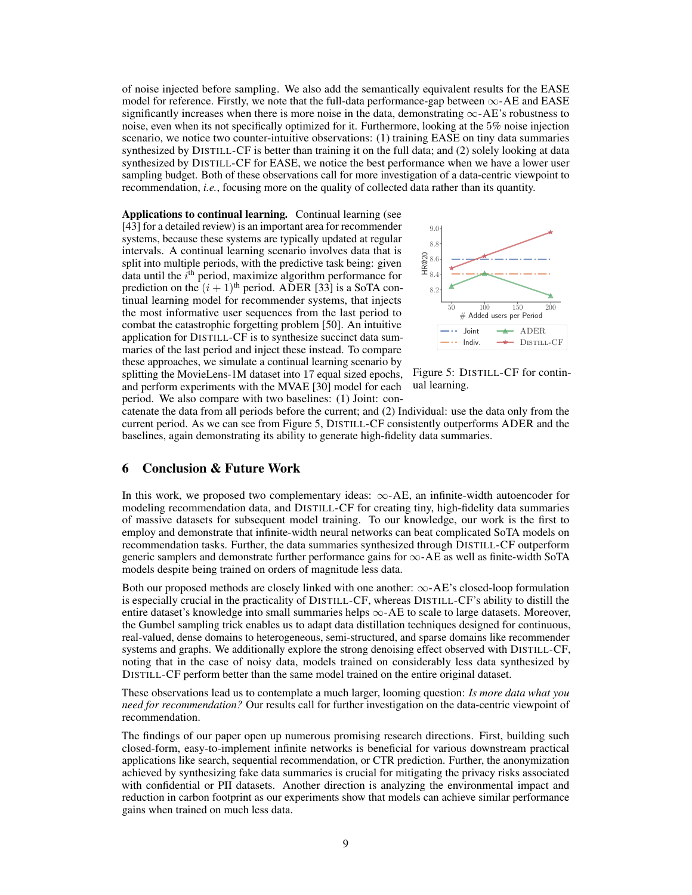of noise injected before sampling. We also add the semantically equivalent results for the EASE model for reference. Firstly, we note that the full-data performance-gap between $\infty$-AE and EASE significantly increases when there is more noise in the data, demonstrating $\infty$-AE's robustness to noise, even when its not specifically optimized for it. Furthermore, looking at the 5% noise injection scenario, we notice two counter-intuitive observations: (1) training EASE on tiny data summaries synthesized by DISTILL-CF is better than training it on the full data; and (2) solely looking at data synthesized by DISTILL-CF for EASE, we notice the best performance when we have a lower user sampling budget. Both of these observations call for more investigation of a data-centric viewpoint to recommendation, *i.e.*, focusing more on the quality of collected data rather than its quantity.

**Applications to continual learning.** Continual learning (see [43] for a detailed review) is an important area for recommender systems, because these systems are typically updated at regular intervals. A continual learning scenario involves data that is split into multiple periods, with the predictive task being: given data until the $i^{\text{th}}$ period, maximize algorithm performance for prediction on the $(i+1)^{\text{th}}$ period. ADER [33] is a SoTA continual learning model for recommender systems, that injects the most informative user sequences from the last period to combat the catastrophic forgetting problem [50]. An intuitive application for DISTILL-CF is to synthesize succinct data summaries of the last period and inject these instead. To compare these approaches, we simulate a continual learning scenario by splitting the MovieLens-1M dataset into 17 equal sized epochs, and perform experiments with the MVAE [30] model for each period. We also compare with two baselines: (1) Joint: concatenate the data from all periods before the current; and (2) Individual: use the data only from the current period. As we can see from Figure 5, DISTILL-CF consistently outperforms ADER and the baselines, again demonstrating its ability to generate high-fidelity data summaries.

Figure 5: DISTILL-CF for continual learning.

## 6 Conclusion & Future Work

In this work, we proposed two complementary ideas: $\infty$-AE, an infinite-width autoencoder for modeling recommendation data, and DISTILL-CF for creating tiny, high-fidelity data summaries of massive datasets for subsequent model training. To our knowledge, our work is the first to employ and demonstrate that infinite-width neural networks can beat complicated SoTA models on recommendation tasks. Further, the data summaries synthesized through DISTILL-CF outperform generic samplers and demonstrate further performance gains for $\infty$-AE as well as finite-width SoTA models despite being trained on orders of magnitude less data.

Both our proposed methods are closely linked with one another: $\infty$-AE's closed-loop formulation is especially crucial in the practicality of DISTILL-CF, whereas DISTILL-CF's ability to distill the entire dataset's knowledge into small summaries helps $\infty$-AE to scale to large datasets. Moreover, the Gumbel sampling trick enables us to adapt data distillation techniques designed for continuous, real-valued, dense domains to heterogeneous, semi-structured, and sparse domains like recommender systems and graphs. We additionally explore the strong denoising effect observed with DISTILL-CF, noting that in the case of noisy data, models trained on considerably less data synthesized by DISTILL-CF perform better than the same model trained on the entire original dataset.

These observations lead us to contemplate a much larger, looming question: *Is more data what you need for recommendation?* Our results call for further investigation on the data-centric viewpoint of recommendation.

The findings of our paper open up numerous promising research directions. First, building such closed-form, easy-to-implement infinite networks is beneficial for various downstream practical applications like search, sequential recommendation, or CTR prediction. Further, the anonymization achieved by synthesizing fake data summaries is crucial for mitigating the privacy risks associated with confidential or PII datasets. Another direction is analyzing the environmental impact and reduction in carbon footprint as our experiments show that models can achieve similar performance gains when trained on much less data.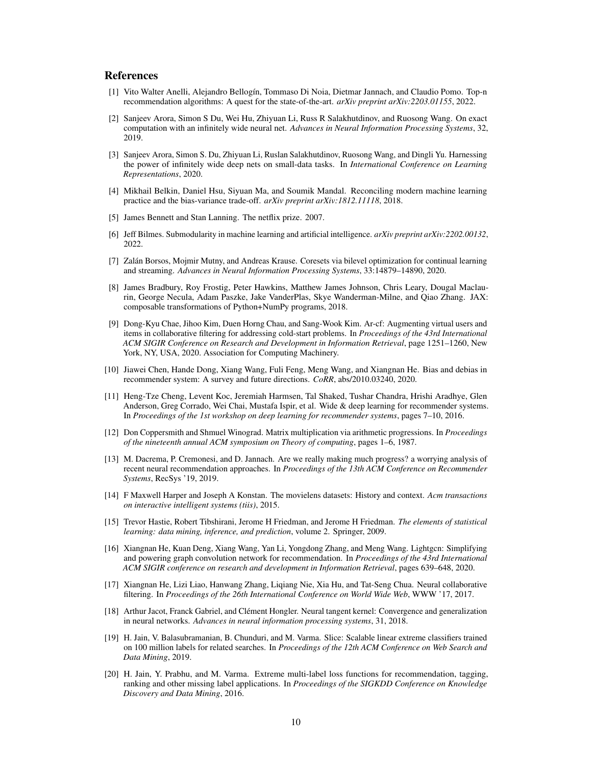## References

[1] Vito Walter Anelli, Alejandro Bellogín, Tommaso Di Noia, Dietmar Jannach, and Claudio Pomo. Top-n recommendation algorithms: A quest for the state-of-the-art. *arXiv preprint arXiv:2203.01155*, 2022.

[2] Sanjeev Arora, Simon S Du, Wei Hu, Zhiyuan Li, Russ R Salakhutdinov, and Ruosong Wang. On exact computation with an infinitely wide neural net. *Advances in Neural Information Processing Systems*, 32, 2019.

[3] Sanjeev Arora, Simon S. Du, Zhiyuan Li, Ruslan Salakhutdinov, Ruosong Wang, and Dingli Yu. Harnessing the power of infinitely wide deep nets on small-data tasks. In *International Conference on Learning Representations*, 2020.

[4] Mikhail Belkin, Daniel Hsu, Siyuan Ma, and Soumik Mandal. Reconciling modern machine learning practice and the bias-variance trade-off. *arXiv preprint arXiv:1812.11118*, 2018.

[5] James Bennett and Stan Lanning. The netflix prize. 2007.

[6] Jeff Bilmes. Submodularity in machine learning and artificial intelligence. *arXiv preprint arXiv:2202.00132*, 2022.

[7] Zalán Borsos, Mojmir Mutny, and Andreas Krause. Coresets via bilevel optimization for continual learning and streaming. *Advances in Neural Information Processing Systems*, 33:14879–14890, 2020.

[8] James Bradbury, Roy Frostig, Peter Hawkins, Matthew James Johnson, Chris Leary, Dougal Maclaurin, George Necula, Adam Paszke, Jake VanderPlas, Skye Wanderman-Milne, and Qiao Zhang. JAX: composable transformations of Python+NumPy programs, 2018.

[9] Dong-Kyu Chae, Jihoo Kim, Duen Horng Chau, and Sang-Wook Kim. Ar-cf: Augmenting virtual users and items in collaborative filtering for addressing cold-start problems. In *Proceedings of the 43rd International ACM SIGIR Conference on Research and Development in Information Retrieval*, page 1251–1260, New York, NY, USA, 2020. Association for Computing Machinery.

[10] Jiawei Chen, Hande Dong, Xiang Wang, Fuli Feng, Meng Wang, and Xiangnan He. Bias and debias in recommender system: A survey and future directions. *CoRR*, abs/2010.03240, 2020.

[11] Heng-Tze Cheng, Levent Koc, Jeremiah Harmsen, Tal Shaked, Tushar Chandra, Hrishi Aradhye, Glen Anderson, Greg Corrado, Wei Chai, Mustafa Ispir, et al. Wide & deep learning for recommender systems. In *Proceedings of the 1st workshop on deep learning for recommender systems*, pages 7–10, 2016.

[12] Don Coppersmith and Shmuel Winograd. Matrix multiplication via arithmetic progressions. In *Proceedings of the nineteenth annual ACM symposium on Theory of computing*, pages 1–6, 1987.

[13] M. Dacrema, P. Cremonesi, and D. Jannach. Are we really making much progress? a worrying analysis of recent neural recommendation approaches. In *Proceedings of the 13th ACM Conference on Recommender Systems*, RecSys '19, 2019.

[14] F Maxwell Harper and Joseph A Konstan. The movielens datasets: History and context. *Acm transactions on interactive intelligent systems (tiis)*, 2015.

[15] Trevor Hastie, Robert Tibshirani, Jerome H Friedman, and Jerome H Friedman. *The elements of statistical learning: data mining, inference, and prediction*, volume 2. Springer, 2009.

[16] Xiangnan He, Kuan Deng, Xiang Wang, Yan Li, Yongdong Zhang, and Meng Wang. Lightgcn: Simplifying and powering graph convolution network for recommendation. In *Proceedings of the 43rd International ACM SIGIR conference on research and development in Information Retrieval*, pages 639–648, 2020.

[17] Xiangnan He, Lizi Liao, Hanwang Zhang, Liqiang Nie, Xia Hu, and Tat-Seng Chua. Neural collaborative filtering. In *Proceedings of the 26th International Conference on World Wide Web*, WWW '17, 2017.

[18] Arthur Jacot, Franck Gabriel, and Clément Hongler. Neural tangent kernel: Convergence and generalization in neural networks. *Advances in neural information processing systems*, 31, 2018.

[19] H. Jain, V. Balasubramanian, B. Chunduri, and M. Varma. Slice: Scalable linear extreme classifiers trained on 100 million labels for related searches. In *Proceedings of the 12th ACM Conference on Web Search and Data Mining*, 2019.

[20] H. Jain, Y. Prabhu, and M. Varma. Extreme multi-label loss functions for recommendation, tagging, ranking and other missing label applications. In *Proceedings of the SIGKDD Conference on Knowledge Discovery and Data Mining*, 2016.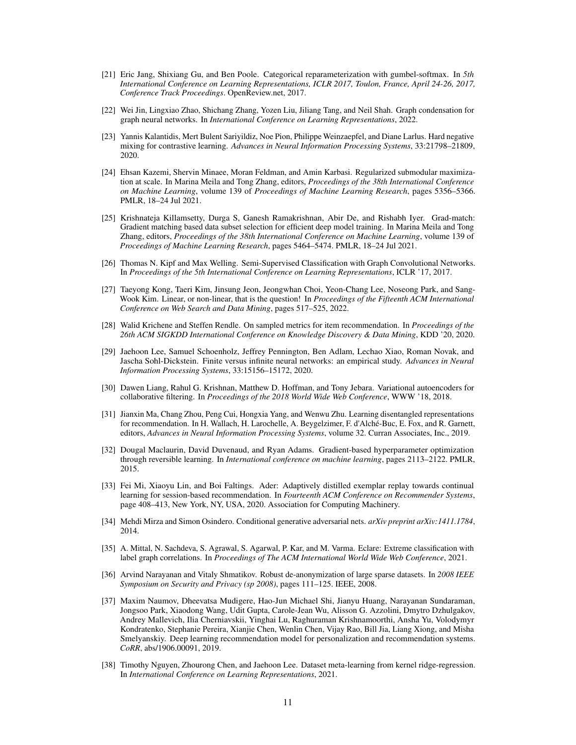[21] Eric Jang, Shixiang Gu, and Ben Poole. Categorical reparameterization with gumbel-softmax. In *5th International Conference on Learning Representations, ICLR 2017, Toulon, France, April 24-26, 2017, Conference Track Proceedings*. OpenReview.net, 2017.

[22] Wei Jin, Lingxiao Zhao, Shichang Zhang, Yozen Liu, Jiliang Tang, and Neil Shah. Graph condensation for graph neural networks. In *International Conference on Learning Representations*, 2022.

[23] Yannis Kalantidis, Mert Bulent Sariyildiz, Noe Pion, Philippe Weinzaepfel, and Diane Larlus. Hard negative mixing for contrastive learning. *Advances in Neural Information Processing Systems*, 33:21798–21809, 2020.

[24] Ehsan Kazemi, Shervin Minaee, Moran Feldman, and Amin Karbasi. Regularized submodular maximization at scale. In Marina Meila and Tong Zhang, editors, *Proceedings of the 38th International Conference on Machine Learning*, volume 139 of *Proceedings of Machine Learning Research*, pages 5356–5366. PMLR, 18–24 Jul 2021.

[25] Krishnateja Killamsetty, Durga S, Ganesh Ramakrishnan, Abir De, and Rishabh Iyer. Grad-match: Gradient matching based data subset selection for efficient deep model training. In Marina Meila and Tong Zhang, editors, *Proceedings of the 38th International Conference on Machine Learning*, volume 139 of *Proceedings of Machine Learning Research*, pages 5464–5474. PMLR, 18–24 Jul 2021.

[26] Thomas N. Kipf and Max Welling. Semi-Supervised Classification with Graph Convolutional Networks. In *Proceedings of the 5th International Conference on Learning Representations*, ICLR '17, 2017.

[27] Taeyong Kong, Taeri Kim, Jinsung Jeon, Jeongwhan Choi, Yeon-Chang Lee, Noseong Park, and Sang-Wook Kim. Linear, or non-linear, that is the question! In *Proceedings of the Fifteenth ACM International Conference on Web Search and Data Mining*, pages 517–525, 2022.

[28] Walid Krichene and Steffen Rendle. On sampled metrics for item recommendation. In *Proceedings of the 26th ACM SIGKDD International Conference on Knowledge Discovery & Data Mining*, KDD '20, 2020.

[29] Jaehoon Lee, Samuel Schoenholz, Jeffrey Pennington, Ben Adlam, Lechao Xiao, Roman Novak, and Jascha Sohl-Dickstein. Finite versus infinite neural networks: an empirical study. *Advances in Neural Information Processing Systems*, 33:15156–15172, 2020.

[30] Dawen Liang, Rahul G. Krishnan, Matthew D. Hoffman, and Tony Jebara. Variational autoencoders for collaborative filtering. In *Proceedings of the 2018 World Wide Web Conference*, WWW '18, 2018.

[31] Jianxin Ma, Chang Zhou, Peng Cui, Hongxia Yang, and Wenwu Zhu. Learning disentangled representations for recommendation. In H. Wallach, H. Larochelle, A. Beygelzimer, F. d'Alché-Buc, E. Fox, and R. Garnett, editors, *Advances in Neural Information Processing Systems*, volume 32. Curran Associates, Inc., 2019.

[32] Dougal Maclaurin, David Duvenaud, and Ryan Adams. Gradient-based hyperparameter optimization through reversible learning. In *International conference on machine learning*, pages 2113–2122. PMLR, 2015.

[33] Fei Mi, Xiaoyu Lin, and Boi Faltings. Ader: Adaptively distilled exemplar replay towards continual learning for session-based recommendation. In *Fourteenth ACM Conference on Recommender Systems*, page 408–413, New York, NY, USA, 2020. Association for Computing Machinery.

[34] Mehdi Mirza and Simon Osindero. Conditional generative adversarial nets. *arXiv preprint arXiv:1411.1784*, 2014.

[35] A. Mittal, N. Sachdeva, S. Agrawal, S. Agarwal, P. Kar, and M. Varma. Eclare: Extreme classification with label graph correlations. In *Proceedings of The ACM International World Wide Web Conference*, 2021.

[36] Arvind Narayanan and Vitaly Shmatikov. Robust de-anonymization of large sparse datasets. In *2008 IEEE Symposium on Security and Privacy (sp 2008)*, pages 111–125. IEEE, 2008.

[37] Maxim Naumov, Dheevatsa Mudigere, Hao-Jun Michael Shi, Jianyu Huang, Narayanan Sundaraman, Jongsoo Park, Xiaodong Wang, Udit Gupta, Carole-Jean Wu, Alisson G. Azzolini, Dmytro Dzhulgakov, Andrey Mallevich, Ilia Cherniavskii, Yinghai Lu, Raghuraman Krishnamoorthi, Ansha Yu, Volodymyr Kondratenko, Stephanie Pereira, Xianjie Chen, Wenlin Chen, Vijay Rao, Bill Jia, Liang Xiong, and Misha Smelyanskiy. Deep learning recommendation model for personalization and recommendation systems. *CoRR*, abs/1906.00091, 2019.

[38] Timothy Nguyen, Zhourong Chen, and Jaehoon Lee. Dataset meta-learning from kernel ridge-regression. In *International Conference on Learning Representations*, 2021.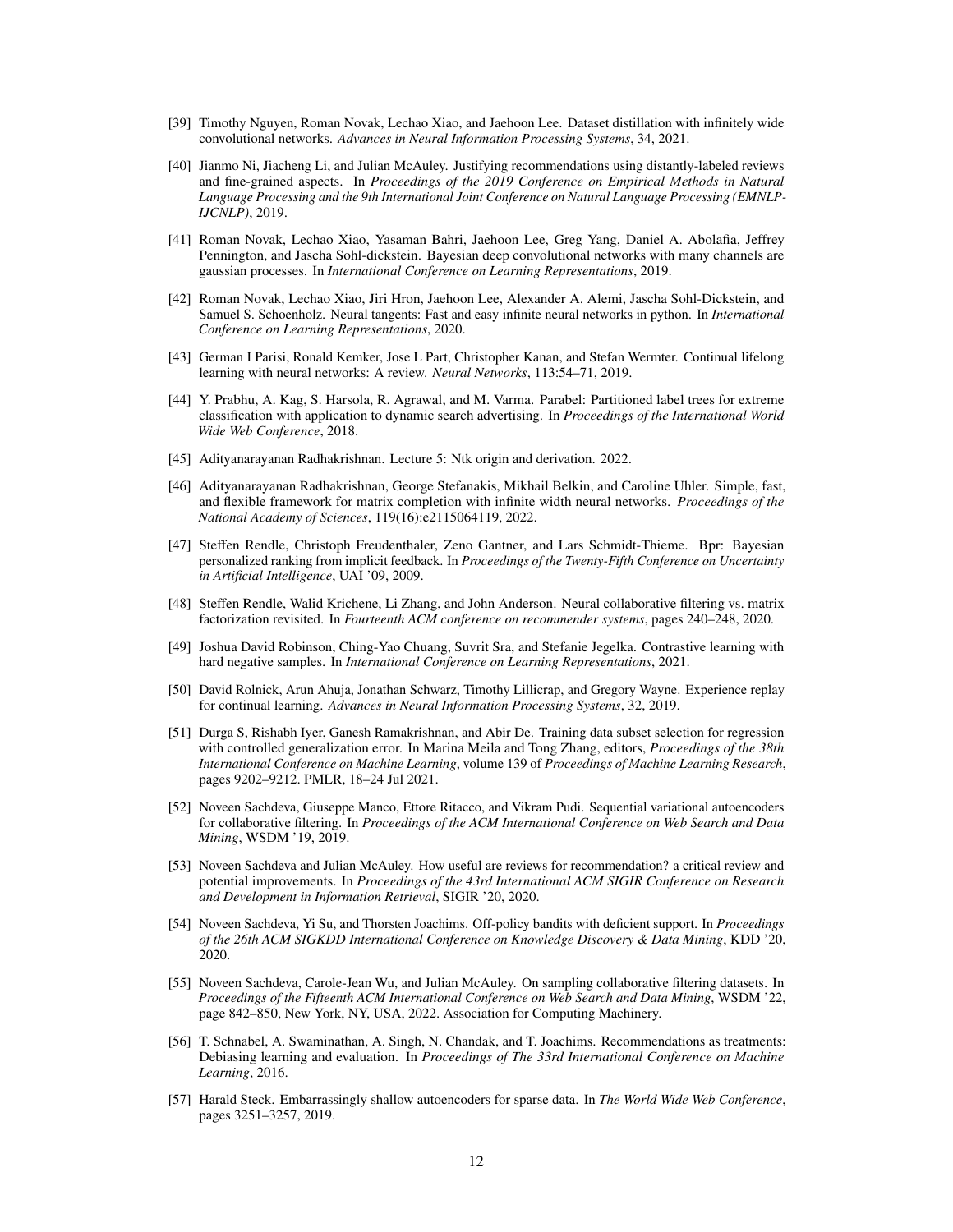[39] Timothy Nguyen, Roman Novak, Lechao Xiao, and Jaehoon Lee. Dataset distillation with infinitely wide convolutional networks. *Advances in Neural Information Processing Systems*, 34, 2021.

[40] Jianmo Ni, Jiacheng Li, and Julian McAuley. Justifying recommendations using distantly-labeled reviews and fine-grained aspects. In *Proceedings of the 2019 Conference on Empirical Methods in Natural Language Processing and the 9th International Joint Conference on Natural Language Processing (EMNLP-IJCNLP)*, 2019.

[41] Roman Novak, Lechao Xiao, Yasaman Bahri, Jaehoon Lee, Greg Yang, Daniel A. Abolafia, Jeffrey Pennington, and Jascha Sohl-dickstein. Bayesian deep convolutional networks with many channels are gaussian processes. In *International Conference on Learning Representations*, 2019.

[42] Roman Novak, Lechao Xiao, Jiri Hron, Jaehoon Lee, Alexander A. Alemi, Jascha Sohl-Dickstein, and Samuel S. Schoenholz. Neural tangents: Fast and easy infinite neural networks in python. In *International Conference on Learning Representations*, 2020.

[43] German I Parisi, Ronald Kemker, Jose L Part, Christopher Kanan, and Stefan Wermter. Continual lifelong learning with neural networks: A review. *Neural Networks*, 113:54–71, 2019.

[44] Y. Prabhu, A. Kag, S. Harsola, R. Agrawal, and M. Varma. Parabel: Partitioned label trees for extreme classification with application to dynamic search advertising. In *Proceedings of the International World Wide Web Conference*, 2018.

[45] Adityanarayanan Radhakrishnan. Lecture 5: Ntk origin and derivation. 2022.

[46] Adityanarayanan Radhakrishnan, George Stefanakis, Mikhail Belkin, and Caroline Uhler. Simple, fast, and flexible framework for matrix completion with infinite width neural networks. *Proceedings of the National Academy of Sciences*, 119(16):e2115064119, 2022.

[47] Steffen Rendle, Christoph Freudenthaler, Zeno Gantner, and Lars Schmidt-Thieme. Bpr: Bayesian personalized ranking from implicit feedback. In *Proceedings of the Twenty-Fifth Conference on Uncertainty in Artificial Intelligence*, UAI '09, 2009.

[48] Steffen Rendle, Walid Krichene, Li Zhang, and John Anderson. Neural collaborative filtering vs. matrix factorization revisited. In *Fourteenth ACM conference on recommender systems*, pages 240–248, 2020.

[49] Joshua David Robinson, Ching-Yao Chuang, Suvrit Sra, and Stefanie Jegelka. Contrastive learning with hard negative samples. In *International Conference on Learning Representations*, 2021.

[50] David Rolnick, Arun Ahuja, Jonathan Schwarz, Timothy Lillicrap, and Gregory Wayne. Experience replay for continual learning. *Advances in Neural Information Processing Systems*, 32, 2019.

[51] Durga S, Rishabh Iyer, Ganesh Ramakrishnan, and Abir De. Training data subset selection for regression with controlled generalization error. In Marina Meila and Tong Zhang, editors, *Proceedings of the 38th International Conference on Machine Learning*, volume 139 of *Proceedings of Machine Learning Research*, pages 9202–9212. PMLR, 18–24 Jul 2021.

[52] Noveen Sachdeva, Giuseppe Manco, Ettore Ritacco, and Vikram Pudi. Sequential variational autoencoders for collaborative filtering. In *Proceedings of the ACM International Conference on Web Search and Data Mining*, WSDM '19, 2019.

[53] Noveen Sachdeva and Julian McAuley. How useful are reviews for recommendation? a critical review and potential improvements. In *Proceedings of the 43rd International ACM SIGIR Conference on Research and Development in Information Retrieval*, SIGIR '20, 2020.

[54] Noveen Sachdeva, Yi Su, and Thorsten Joachims. Off-policy bandits with deficient support. In *Proceedings of the 26th ACM SIGKDD International Conference on Knowledge Discovery & Data Mining*, KDD '20, 2020.

[55] Noveen Sachdeva, Carole-Jean Wu, and Julian McAuley. On sampling collaborative filtering datasets. In *Proceedings of the Fifteenth ACM International Conference on Web Search and Data Mining*, WSDM '22, page 842–850, New York, NY, USA, 2022. Association for Computing Machinery.

[56] T. Schnabel, A. Swaminathan, A. Singh, N. Chandak, and T. Joachims. Recommendations as treatments: Debiasing learning and evaluation. In *Proceedings of The 33rd International Conference on Machine Learning*, 2016.

[57] Harald Steck. Embarrassingly shallow autoencoders for sparse data. In *The World Wide Web Conference*, pages 3251–3257, 2019.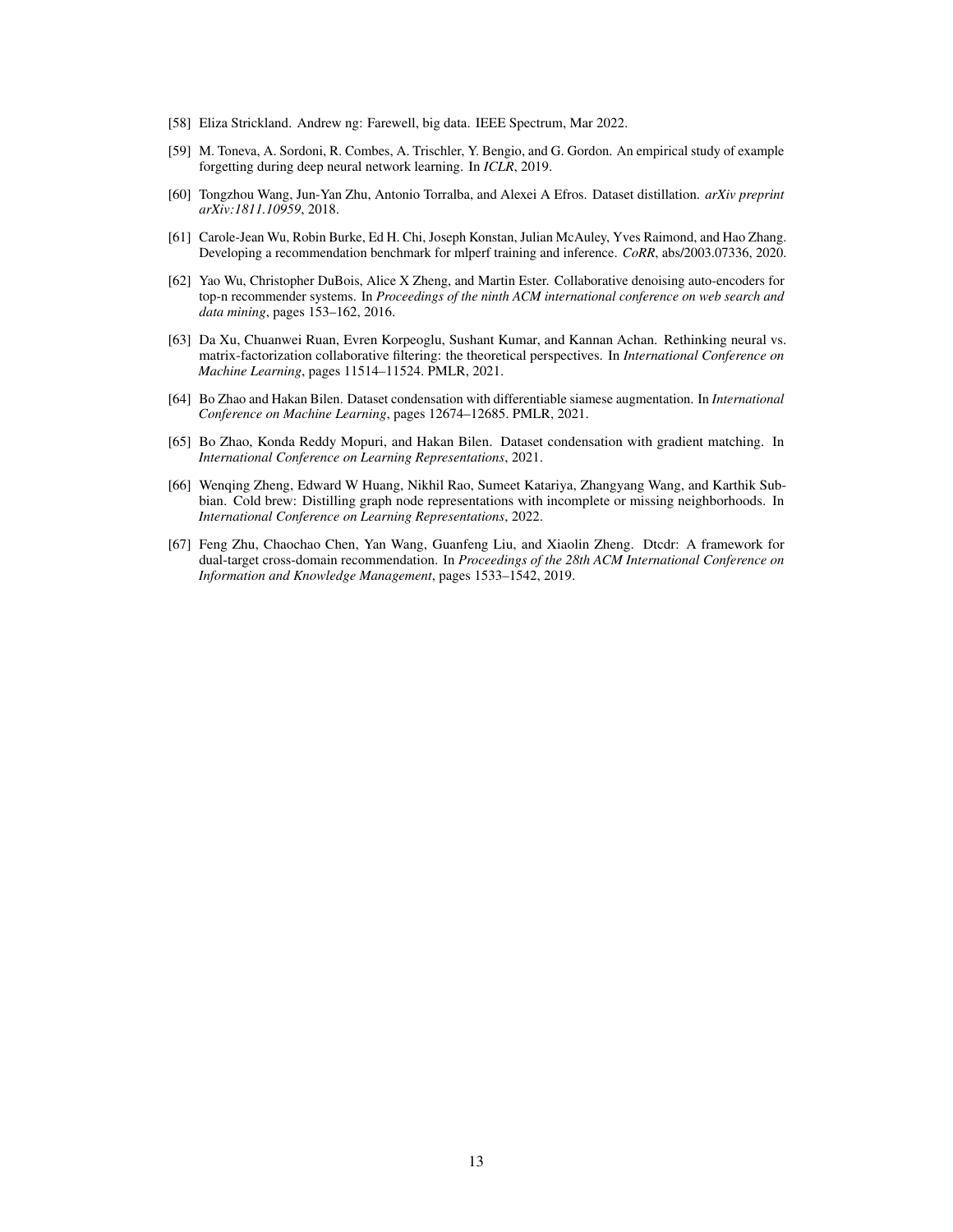[58] Eliza Strickland. Andrew ng: Farewell, big data. IEEE Spectrum, Mar 2022.

[59] M. Toneva, A. Sordoni, R. Combes, A. Trischler, Y. Bengio, and G. Gordon. An empirical study of example forgetting during deep neural network learning. In *ICLR*, 2019.

[60] Tongzhou Wang, Jun-Yan Zhu, Antonio Torralba, and Alexei A Efros. Dataset distillation. *arXiv preprint arXiv:1811.10959*, 2018.

[61] Carole-Jean Wu, Robin Burke, Ed H. Chi, Joseph Konstan, Julian McAuley, Yves Raimond, and Hao Zhang. Developing a recommendation benchmark for mlperf training and inference. *CoRR*, abs/2003.07336, 2020.

[62] Yao Wu, Christopher DuBois, Alice X Zheng, and Martin Ester. Collaborative denoising auto-encoders for top-n recommender systems. In *Proceedings of the ninth ACM international conference on web search and data mining*, pages 153–162, 2016.

[63] Da Xu, Chuanwei Ruan, Evren Korpeoglu, Sushant Kumar, and Kannan Achan. Rethinking neural vs. matrix-factorization collaborative filtering: the theoretical perspectives. In *International Conference on Machine Learning*, pages 11514–11524. PMLR, 2021.

[64] Bo Zhao and Hakan Bilen. Dataset condensation with differentiable siamese augmentation. In *International Conference on Machine Learning*, pages 12674–12685. PMLR, 2021.

[65] Bo Zhao, Konda Reddy Mopuri, and Hakan Bilen. Dataset condensation with gradient matching. In *International Conference on Learning Representations*, 2021.

[66] Wenqing Zheng, Edward W Huang, Nikhil Rao, Sumeet Katariya, Zhangyang Wang, and Karthik Subbian. Cold brew: Distilling graph node representations with incomplete or missing neighborhoods. In *International Conference on Learning Representations*, 2022.

[67] Feng Zhu, Chaochao Chen, Yan Wang, Guanfeng Liu, and Xiaolin Zheng. Dtcdr: A framework for dual-target cross-domain recommendation. In *Proceedings of the 28th ACM International Conference on Information and Knowledge Management*, pages 1533–1542, 2019.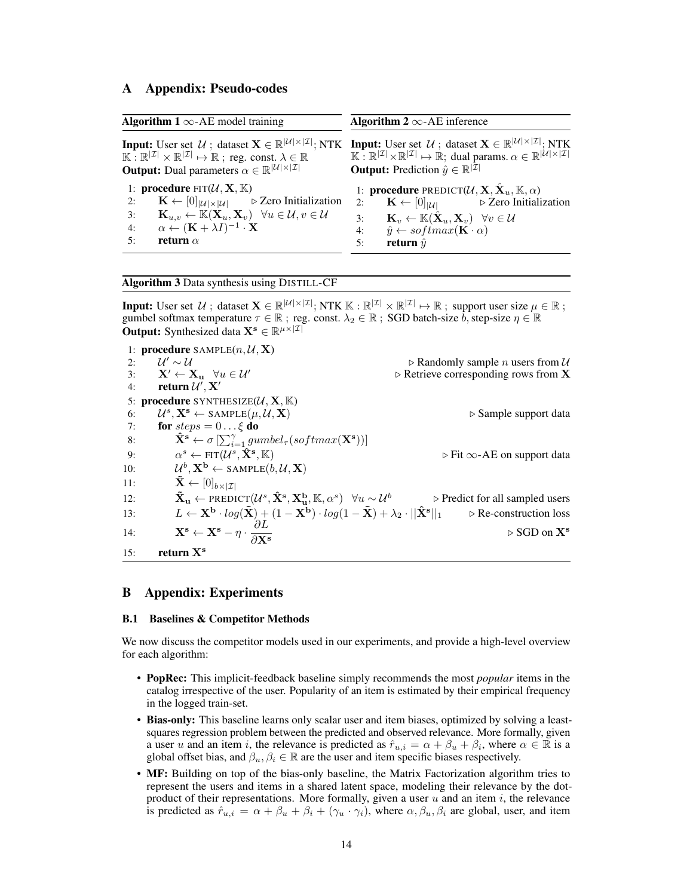# A Appendix: Pseudo-codes

**Algorithm 1** $\infty$-AE model training

**Input:** User set $\mathcal{U}$ ; dataset $\mathbf{X} \in \mathbb{R}^{|\mathcal{U}| \times |\mathcal{I}|}$; NTK $\mathbb{K} : \mathbb{R}^{|\mathcal{I}|} \times \mathbb{R}^{|\mathcal{I}|} \mapsto \mathbb{R}$ ; reg. const. $\lambda \in \mathbb{R}$
**Output:** Dual parameters $\alpha \in \mathbb{R}^{|\mathcal{U}| \times |\mathcal{I}|}$

```
1: procedure FIT(U, X, K)
2:     K ← [0]_{|U|×|U|}                 ▷ Zero Initialization
3:     K_{u,v} ← K(X_u, X_v)   ∀u ∈ U, v ∈ U
4:     α ← (K + λI)^{-1} · X
5:     return α
```

**Algorithm 2** $\infty$-AE inference

**Input:** User set $\mathcal{U}$ ; dataset $\mathbf{X} \in \mathbb{R}^{|\mathcal{U}| \times |\mathcal{I}|}$; NTK $\mathbb{K} : \mathbb{R}^{|\mathcal{I}|} \times \mathbb{R}^{|\mathcal{I}|} \mapsto \mathbb{R}$; dual params. $\alpha \in \mathbb{R}^{|\mathcal{U}| \times |\mathcal{I}|}$
**Output:** Prediction $\hat{y} \in \mathbb{R}^{|\mathcal{I}|}$

```
1: procedure PREDICT(U, X, X̂_u, K, α)
2:     K ← [0]_{|U|}                     ▷ Zero Initialization
3:     K_v ← K(X̂_u, X_v)   ∀v ∈ U
4:     ŷ ← softmax(K · α)
5:     return ŷ
```

**Algorithm 3** Data synthesis using DISTILL-CF

**Input:** User set $\mathcal{U}$ ; dataset $\mathbf{X} \in \mathbb{R}^{|\mathcal{U}| \times |\mathcal{I}|}$; NTK $\mathbb{K} : \mathbb{R}^{|\mathcal{I}|} \times \mathbb{R}^{|\mathcal{I}|} \mapsto \mathbb{R}$ ; support user size $\mu \in \mathbb{R}$ ; gumbel softmax temperature $\tau \in \mathbb{R}$ ; reg. const. $\lambda_2 \in \mathbb{R}$ ; SGD batch-size $b$, step-size $\eta \in \mathbb{R}$
**Output:** Synthesized data $\mathbf{X^s} \in \mathbb{R}^{\mu \times |\mathcal{I}|}$

```
1: procedure SAMPLE(n, U, X)
2:     U' ~ U                                         ▷ Randomly sample n users from U
3:     X' ← X_u   ∀u ∈ U'                             ▷ Retrieve corresponding rows from X
4:     return U', X'
5: procedure SYNTHESIZE(U, X, K)
6:     U^s, X^s ← SAMPLE(μ, U, X)                     ▷ Sample support data
7:     for steps = 0 ... ξ do
8:         X̂^s ← σ [Σ_{i=1}^{γ} gumbel_τ(softmax(X^s))]
9:         α^s ← FIT(U^s, X̂^s, K)                      ▷ Fit ∞-AE on support data
10:        U^b, X^b ← SAMPLE(b, U, X)
11:        X̃ ← [0]_{b×|I|}
12:        X̃_u ← PREDICT(U^s, X̂^s, X^b_u, K, α^s)   ∀u ~ U^b   ▷ Predict for all sampled users
13:        L ← X^b · log(X̃) + (1 − X^b) · log(1 − X̃) + λ_2 · ||X̂^s||_1   ▷ Re-construction loss
14:        X^s ← X^s − η · ∂L/∂X^s                     ▷ SGD on X^s
15:    return X^s
```

# B Appendix: Experiments

## B.1 Baselines & Competitor Methods

We now discuss the competitor models used in our experiments, and provide a high-level overview for each algorithm:

- **PopRec:** This implicit-feedback baseline simply recommends the most *popular* items in the catalog irrespective of the user. Popularity of an item is estimated by their empirical frequency in the logged train-set.
- **Bias-only:** This baseline learns only scalar user and item biases, optimized by solving a least-squares regression problem between the predicted and observed relevance. More formally, given a user $u$ and an item $i$, the relevance is predicted as $\hat{r}_{u,i} = \alpha + \beta_u + \beta_i$, where $\alpha \in \mathbb{R}$ is a global offset bias, and $\beta_u, \beta_i \in \mathbb{R}$ are the user and item specific biases respectively.
- **MF:** Building on top of the bias-only baseline, the Matrix Factorization algorithm tries to represent the users and items in a shared latent space, modeling their relevance by the dot-product of their representations. More formally, given a user $u$ and an item $i$, the relevance is predicted as $\hat{r}_{u,i} = \alpha + \beta_u + \beta_i + (\gamma_u \cdot \gamma_i)$, where $\alpha, \beta_u, \beta_i$ are global, user, and item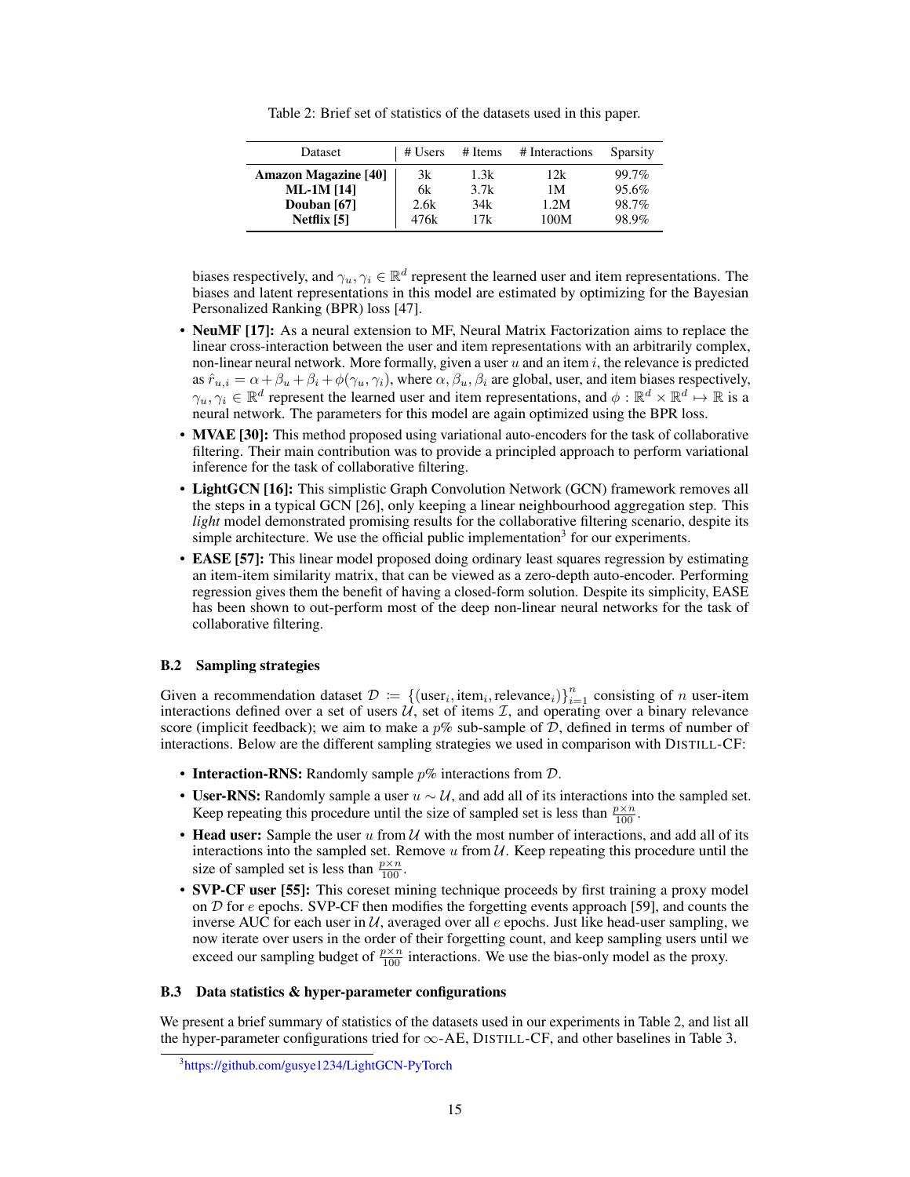Table 2: Brief set of statistics of the datasets used in this paper.

| Dataset | # Users | # Items | # Interactions | Sparsity |
|---|---|---|---|---|
| **Amazon Magazine [40]** | 3k | 1.3k | 12k | 99.7% |
| **ML-1M [14]** | 6k | 3.7k | 1M | 95.6% |
| **Douban [67]** | 2.6k | 34k | 1.2M | 98.7% |
| **Netflix [5]** | 476k | 17k | 100M | 98.9% |

biases respectively, and $\gamma_u, \gamma_i \in \mathbb{R}^d$ represent the learned user and item representations. The biases and latent representations in this model are estimated by optimizing for the Bayesian Personalized Ranking (BPR) loss [47].

- **NeuMF [17]:** As a neural extension to MF, Neural Matrix Factorization aims to replace the linear cross-interaction between the user and item representations with an arbitrarily complex, non-linear neural network. More formally, given a user $u$ and an item $i$, the relevance is predicted as $\hat{r}_{u,i} = \alpha + \beta_u + \beta_i + \phi(\gamma_u, \gamma_i)$, where $\alpha, \beta_u, \beta_i$ are global, user, and item biases respectively, $\gamma_u, \gamma_i \in \mathbb{R}^d$ represent the learned user and item representations, and $\phi : \mathbb{R}^d \times \mathbb{R}^d \mapsto \mathbb{R}$ is a neural network. The parameters for this model are again optimized using the BPR loss.
- **MVAE [30]:** This method proposed using variational auto-encoders for the task of collaborative filtering. Their main contribution was to provide a principled approach to perform variational inference for the task of collaborative filtering.
- **LightGCN [16]:** This simplistic Graph Convolution Network (GCN) framework removes all the steps in a typical GCN [26], only keeping a linear neighbourhood aggregation step. This *light* model demonstrated promising results for the collaborative filtering scenario, despite its simple architecture. We use the official public implementation[3] for our experiments.
- **EASE [57]:** This linear model proposed doing ordinary least squares regression by estimating an item-item similarity matrix, that can be viewed as a zero-depth auto-encoder. Performing regression gives them the benefit of having a closed-form solution. Despite its simplicity, EASE has been shown to out-perform most of the deep non-linear neural networks for the task of collaborative filtering.

### B.2 Sampling strategies

Given a recommendation dataset $\mathcal{D} \coloneqq \{(\text{user}_i, \text{item}_i, \text{relevance}_i)\}_{i=1}^{n}$ consisting of $n$ user-item interactions defined over a set of users $\mathcal{U}$, set of items $\mathcal{I}$, and operating over a binary relevance score (implicit feedback); we aim to make a $p\%$ sub-sample of $\mathcal{D}$, defined in terms of number of interactions. Below are the different sampling strategies we used in comparison with DISTILL-CF:

- **Interaction-RNS:** Randomly sample $p\%$ interactions from $\mathcal{D}$.
- **User-RNS:** Randomly sample a user $u \sim \mathcal{U}$, and add all of its interactions into the sampled set. Keep repeating this procedure until the size of sampled set is less than $\frac{p \times n}{100}$.
- **Head user:** Sample the user $u$ from $\mathcal{U}$ with the most number of interactions, and add all of its interactions into the sampled set. Remove $u$ from $\mathcal{U}$. Keep repeating this procedure until the size of sampled set is less than $\frac{p \times n}{100}$.
- **SVP-CF user [55]:** This coreset mining technique proceeds by first training a proxy model on $\mathcal{D}$ for $e$ epochs. SVP-CF then modifies the forgetting events approach [59], and counts the inverse AUC for each user in $\mathcal{U}$, averaged over all $e$ epochs. Just like head-user sampling, we now iterate over users in the order of their forgetting count, and keep sampling users until we exceed our sampling budget of $\frac{p \times n}{100}$ interactions. We use the bias-only model as the proxy.

### B.3 Data statistics & hyper-parameter configurations

We present a brief summary of statistics of the datasets used in our experiments in Table 2, and list all the hyper-parameter configurations tried for $\infty$-AE, DISTILL-CF, and other baselines in Table 3.

[3] https://github.com/gusye1234/LightGCN-PyTorch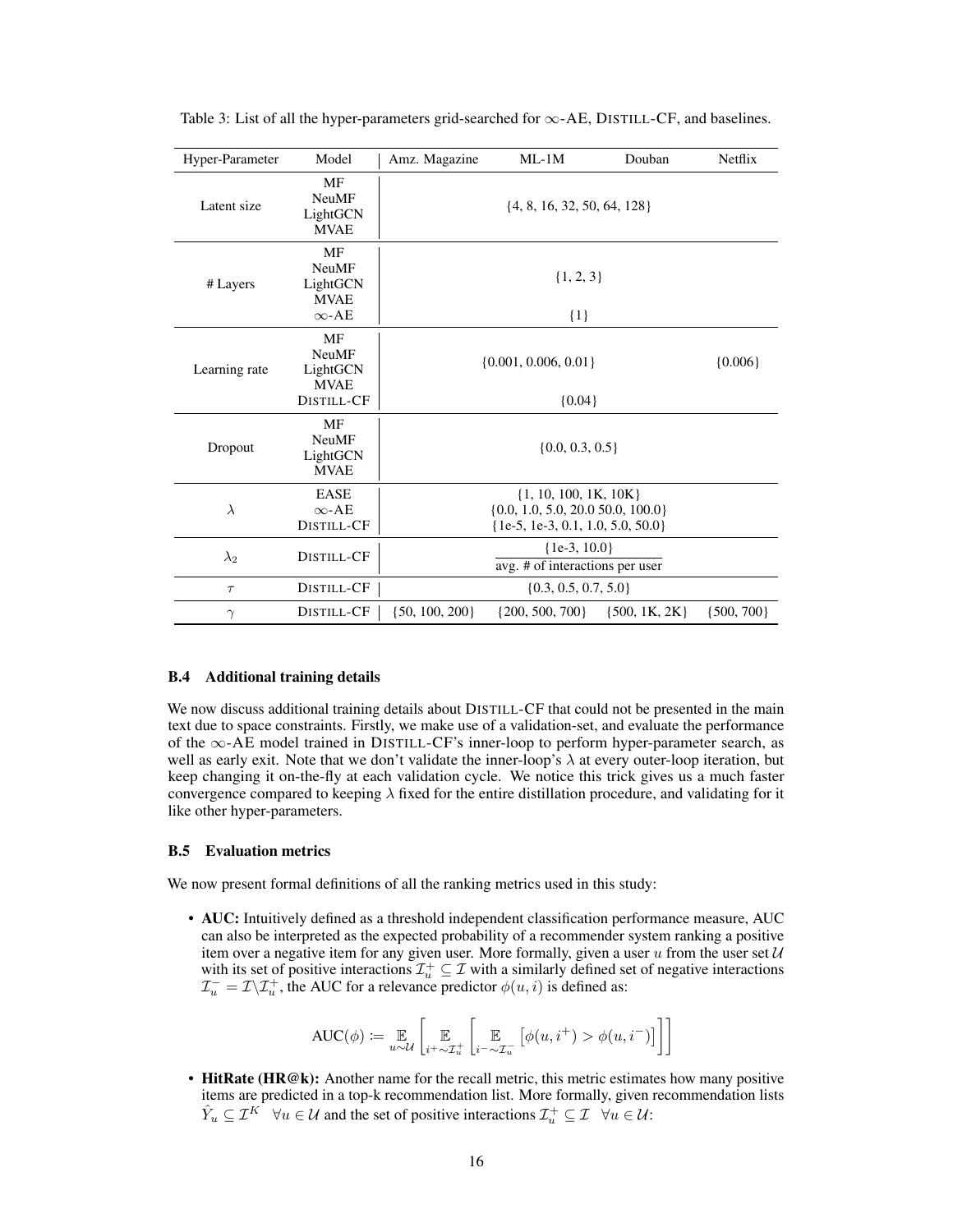Table 3: List of all the hyper-parameters grid-searched for $\infty$-AE, DISTILL-CF, and baselines.

| Hyper-Parameter | Model | Amz. Magazine | ML-1M | Douban | Netflix |
|---|---|---|---|---|---|
| Latent size | MF<br>NeuMF<br>LightGCN<br>MVAE | {4, 8, 16, 32, 50, 64, 128} | | | |
| # Layers | MF<br>NeuMF<br>LightGCN<br>MVAE | {1, 2, 3} | | | |
| | $\infty$-AE | {1} | | | |
| Learning rate | MF<br>NeuMF<br>LightGCN<br>MVAE | {0.001, 0.006, 0.01} | | | {0.006} |
| | DISTILL-CF | {0.04} | | | |
| Dropout | MF<br>NeuMF<br>LightGCN<br>MVAE | {0.0, 0.3, 0.5} | | | |
| $\lambda$ | EASE | {1, 10, 100, 1K, 10K} | | | |
| | $\infty$-AE | {0.0, 1.0, 5.0, 20.0 50.0, 100.0} | | | |
| | DISTILL-CF | {1e-5, 1e-3, 0.1, 1.0, 5.0, 50.0} | | | |
| $\lambda_2$ | DISTILL-CF | $\frac{\{1e\text{-}3,\ 10.0\}}{\text{avg. \# of interactions per user}}$ | | | |
| $\tau$ | DISTILL-CF | {0.3, 0.5, 0.7, 5.0} | | | |
| $\gamma$ | DISTILL-CF | {50, 100, 200} | {200, 500, 700} | {500, 1K, 2K} | {500, 700} |

### B.4 Additional training details

We now discuss additional training details about DISTILL-CF that could not be presented in the main text due to space constraints. Firstly, we make use of a validation-set, and evaluate the performance of the $\infty$-AE model trained in DISTILL-CF's inner-loop to perform hyper-parameter search, as well as early exit. Note that we don't validate the inner-loop's $\lambda$ at every outer-loop iteration, but keep changing it on-the-fly at each validation cycle. We notice this trick gives us a much faster convergence compared to keeping $\lambda$ fixed for the entire distillation procedure, and validating for it like other hyper-parameters.

### B.5 Evaluation metrics

We now present formal definitions of all the ranking metrics used in this study:

- **AUC:** Intuitively defined as a threshold independent classification performance measure, AUC can also be interpreted as the expected probability of a recommender system ranking a positive item over a negative item for any given user. More formally, given a user $u$ from the user set $\mathcal{U}$ with its set of positive interactions $\mathcal{I}_u^+ \subseteq \mathcal{I}$ with a similarly defined set of negative interactions $\mathcal{I}_u^- = \mathcal{I} \backslash \mathcal{I}_u^+$, the AUC for a relevance predictor $\phi(u, i)$ is defined as:

$$\text{AUC}(\phi) := \mathop{\mathbb{E}}_{u \sim \mathcal{U}} \left[ \mathop{\mathbb{E}}_{i^+ \sim \mathcal{I}_u^+} \left[ \mathop{\mathbb{E}}_{i^- \sim \mathcal{I}_u^-} \left[ \phi(u, i^+) > \phi(u, i^-) \right] \right] \right]$$

- **HitRate (HR@k):** Another name for the recall metric, this metric estimates how many positive items are predicted in a top-k recommendation list. More formally, given recommendation lists $\hat{Y}_u \subseteq \mathcal{I}^K \quad \forall u \in \mathcal{U}$ and the set of positive interactions $\mathcal{I}_u^+ \subseteq \mathcal{I} \quad \forall u \in \mathcal{U}$: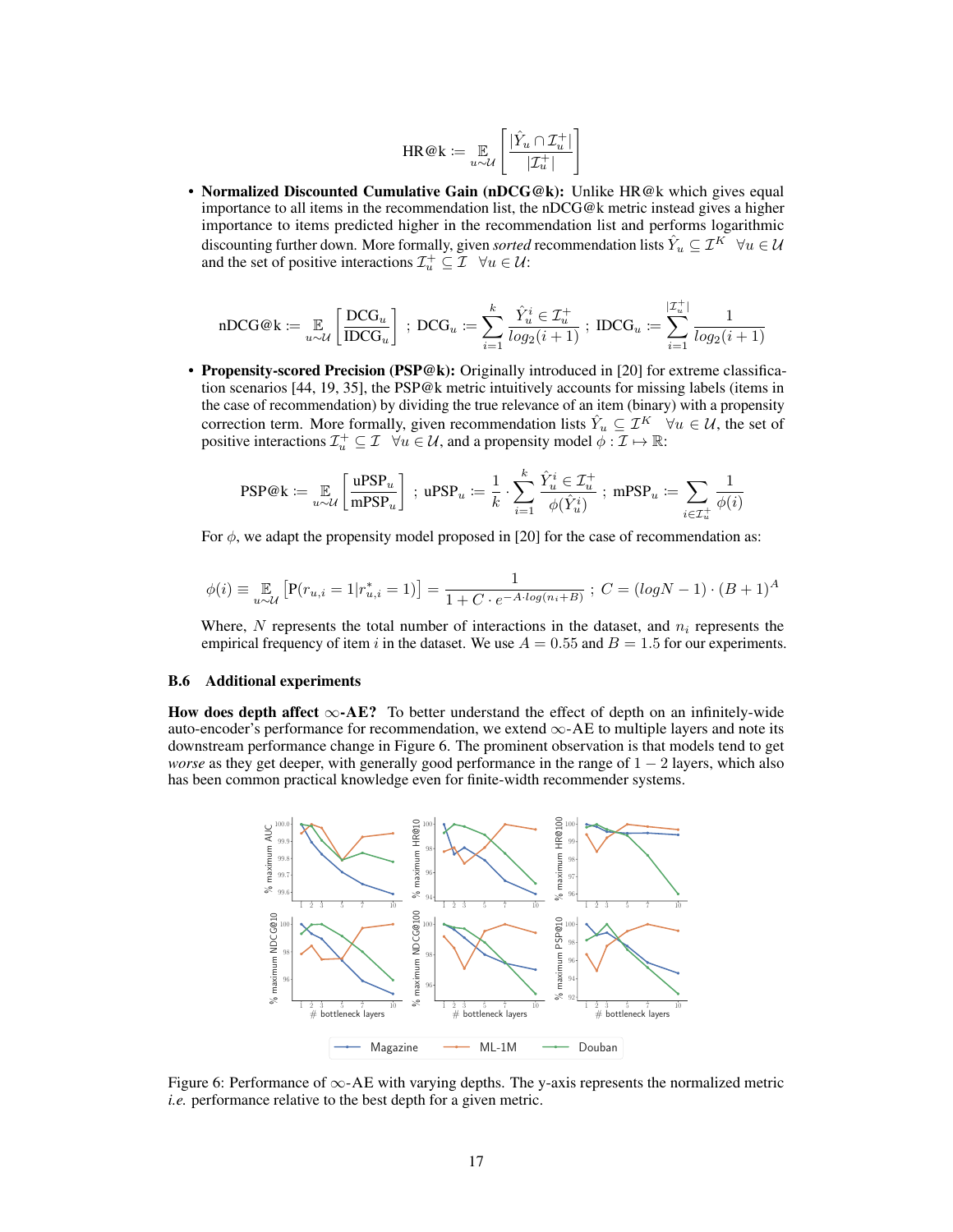$$\text{HR@k} \coloneqq \mathop{\mathbb{E}}_{u \sim \mathcal{U}} \left[ \frac{|\hat{Y}_u \cap \mathcal{I}_u^+|}{|\mathcal{I}_u^+|} \right]$$

- **Normalized Discounted Cumulative Gain (nDCG@k):** Unlike HR@k which gives equal importance to all items in the recommendation list, the nDCG@k metric instead gives a higher importance to items predicted higher in the recommendation list and performs logarithmic discounting further down. More formally, given *sorted* recommendation lists $\hat{Y}_u \subseteq \mathcal{I}^K \quad \forall u \in \mathcal{U}$ and the set of positive interactions $\mathcal{I}_u^+ \subseteq \mathcal{I} \quad \forall u \in \mathcal{U}$:

$$\text{nDCG@k} \coloneqq \mathop{\mathbb{E}}_{u \sim \mathcal{U}} \left[ \frac{\text{DCG}_u}{\text{IDCG}_u} \right] \; ; \; \text{DCG}_u \coloneqq \sum_{i=1}^{k} \frac{\hat{Y}_u^i \in \mathcal{I}_u^+}{log_2(i+1)} \; ; \; \text{IDCG}_u \coloneqq \sum_{i=1}^{|\mathcal{I}_u^+|} \frac{1}{log_2(i+1)}$$

- **Propensity-scored Precision (PSP@k):** Originally introduced in [20] for extreme classification scenarios [44, 19, 35], the PSP@k metric intuitively accounts for missing labels (items in the case of recommendation) by dividing the true relevance of an item (binary) with a propensity correction term. More formally, given recommendation lists $\hat{Y}_u \subseteq \mathcal{I}^K \quad \forall u \in \mathcal{U}$, the set of positive interactions $\mathcal{I}_u^+ \subseteq \mathcal{I} \quad \forall u \in \mathcal{U}$, and a propensity model $\phi : \mathcal{I} \mapsto \mathbb{R}$:

$$\text{PSP@k} \coloneqq \mathop{\mathbb{E}}_{u \sim \mathcal{U}} \left[ \frac{\text{uPSP}_u}{\text{mPSP}_u} \right] \; ; \; \text{uPSP}_u \coloneqq \frac{1}{k} \cdot \sum_{i=1}^{k} \frac{\hat{Y}_u^i \in \mathcal{I}_u^+}{\phi(\hat{Y}_u^i)} \; ; \; \text{mPSP}_u \coloneqq \sum_{i \in \mathcal{I}_u^+} \frac{1}{\phi(i)}$$

For $\phi$, we adapt the propensity model proposed in [20] for the case of recommendation as:

$$\phi(i) \equiv \mathop{\mathbb{E}}_{u \sim \mathcal{U}} \left[ \text{P}(r_{u,i} = 1 | r_{u,i}^* = 1) \right] = \frac{1}{1 + C \cdot e^{-A \cdot log(n_i + B)}} \; ; \; C = (logN - 1) \cdot (B+1)^A$$

Where, $N$ represents the total number of interactions in the dataset, and $n_i$ represents the empirical frequency of item $i$ in the dataset. We use $A = 0.55$ and $B = 1.5$ for our experiments.

### B.6 Additional experiments

**How does depth affect $\infty$-AE?** To better understand the effect of depth on an infinitely-wide auto-encoder's performance for recommendation, we extend $\infty$-AE to multiple layers and note its downstream performance change in Figure 6. The prominent observation is that models tend to get *worse* as they get deeper, with generally good performance in the range of $1 - 2$ layers, which also has been common practical knowledge even for finite-width recommender systems.

Figure 6: Performance of $\infty$-AE with varying depths. The y-axis represents the normalized metric *i.e.* performance relative to the best depth for a given metric.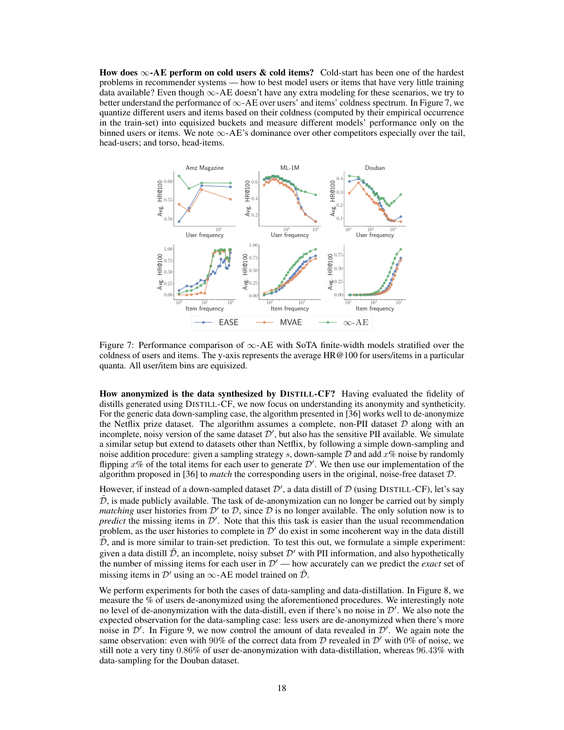**How does $\infty$-AE perform on cold users & cold items?** Cold-start has been one of the hardest problems in recommender systems — how to best model users or items that have very little training data available? Even though $\infty$-AE doesn't have any extra modeling for these scenarios, we try to better understand the performance of $\infty$-AE over users' and items' coldness spectrum. In Figure 7, we quantize different users and items based on their coldness (computed by their empirical occurrence in the train-set) into equisized buckets and measure different models' performance only on the binned users or items. We note $\infty$-AE's dominance over other competitors especially over the tail, head-users; and torso, head-items.

Figure 7: Performance comparison of $\infty$-AE with SoTA finite-width models stratified over the coldness of users and items. The y-axis represents the average HR@100 for users/items in a particular quanta. All user/item bins are equisized.

**How anonymized is the data synthesized by DISTILL-CF?** Having evaluated the fidelity of distills generated using DISTILL-CF, we now focus on understanding its anonymity and syntheticity. For the generic data down-sampling case, the algorithm presented in [36] works well to de-anonymize the Netflix prize dataset. The algorithm assumes a complete, non-PII dataset $\mathcal{D}$ along with an incomplete, noisy version of the same dataset $\mathcal{D}'$, but also has the sensitive PII available. We simulate a similar setup but extend to datasets other than Netflix, by following a simple down-sampling and noise addition procedure: given a sampling strategy $s$, down-sample $\mathcal{D}$ and add $x\%$ noise by randomly flipping $x\%$ of the total items for each user to generate $\mathcal{D}'$. We then use our implementation of the algorithm proposed in [36] to *match* the corresponding users in the original, noise-free dataset $\mathcal{D}$.

However, if instead of a down-sampled dataset $\mathcal{D}'$, a data distill of $\mathcal{D}$ (using DISTILL-CF), let's say $\tilde{\mathcal{D}}$, is made publicly available. The task of de-anonymization can no longer be carried out by simply *matching* user histories from $\mathcal{D}'$ to $\mathcal{D}$, since $\mathcal{D}$ is no longer available. The only solution now is to *predict* the missing items in $\mathcal{D}'$. Note that this this task is easier than the usual recommendation problem, as the user histories to complete in $\mathcal{D}'$ do exist in some incoherent way in the data distill $\tilde{\mathcal{D}}$, and is more similar to train-set prediction. To test this out, we formulate a simple experiment: given a data distill $\tilde{\mathcal{D}}$, an incomplete, noisy subset $\mathcal{D}'$ with PII information, and also hypothetically the number of missing items for each user in $\mathcal{D}'$ — how accurately can we predict the *exact* set of missing items in $\mathcal{D}'$ using an $\infty$-AE model trained on $\tilde{\mathcal{D}}$.

We perform experiments for both the cases of data-sampling and data-distillation. In Figure 8, we measure the % of users de-anonymized using the aforementioned procedures. We interestingly note no level of de-anonymization with the data-distill, even if there's no noise in $\mathcal{D}'$. We also note the expected observation for the data-sampling case: less users are de-anonymized when there's more noise in $\mathcal{D}'$. In Figure 9, we now control the amount of data revealed in $\mathcal{D}'$. We again note the same observation: even with 90% of the correct data from $\mathcal{D}$ revealed in $\mathcal{D}'$ with 0% of noise, we still note a very tiny 0.86% of user de-anonymization with data-distillation, whereas 96.43% with data-sampling for the Douban dataset.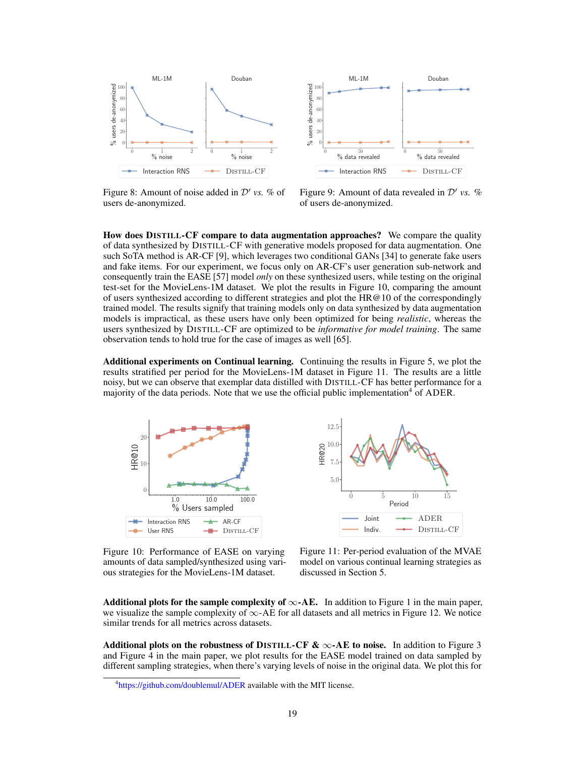Figure 8: Amount of noise added in $\mathcal{D}'$ *vs.* % of users de-anonymized.

Figure 9: Amount of data revealed in $\mathcal{D}'$ *vs.* % of users de-anonymized.

**How does DISTILL-CF compare to data augmentation approaches?** We compare the quality of data synthesized by DISTILL-CF with generative models proposed for data augmentation. One such SoTA method is AR-CF [9], which leverages two conditional GANs [34] to generate fake users and fake items. For our experiment, we focus only on AR-CF's user generation sub-network and consequently train the EASE [57] model *only* on these synthesized users, while testing on the original test-set for the MovieLens-1M dataset. We plot the results in Figure 10, comparing the amount of users synthesized according to different strategies and plot the HR@10 of the correspondingly trained model. The results signify that training models only on data synthesized by data augmentation models is impractical, as these users have only been optimized for being *realistic*, whereas the users synthesized by DISTILL-CF are optimized to be *informative for model training*. The same observation tends to hold true for the case of images as well [65].

**Additional experiments on Continual learning.** Continuing the results in Figure 5, we plot the results stratified per period for the MovieLens-1M dataset in Figure 11. The results are a little noisy, but we can observe that exemplar data distilled with DISTILL-CF has better performance for a majority of the data periods. Note that we use the official public implementation[4] of ADER.

Figure 10: Performance of EASE on varying amounts of data sampled/synthesized using various strategies for the MovieLens-1M dataset.

Figure 11: Per-period evaluation of the MVAE model on various continual learning strategies as discussed in Section 5.

**Additional plots for the sample complexity of $\infty$-AE.** In addition to Figure 1 in the main paper, we visualize the sample complexity of $\infty$-AE for all datasets and all metrics in Figure 12. We notice similar trends for all metrics across datasets.

**Additional plots on the robustness of DISTILL-CF & $\infty$-AE to noise.** In addition to Figure 3 and Figure 4 in the main paper, we plot results for the EASE model trained on data sampled by different sampling strategies, when there's varying levels of noise in the original data. We plot this for

[4] https://github.com/doublemul/ADER available with the MIT license.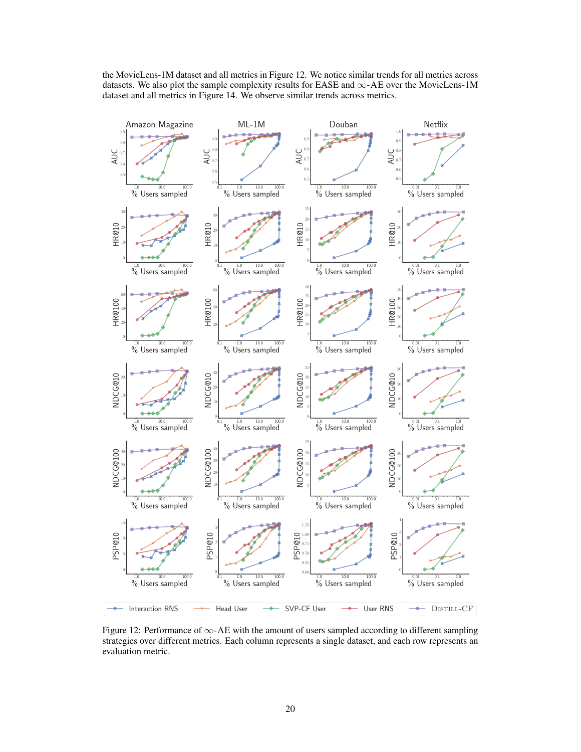the MovieLens-1M dataset and all metrics in Figure 12. We notice similar trends for all metrics across datasets. We also plot the sample complexity results for EASE and $\infty$-AE over the MovieLens-1M dataset and all metrics in Figure 14. We observe similar trends across metrics.

Figure 12: Performance of $\infty$-AE with the amount of users sampled according to different sampling strategies over different metrics. Each column represents a single dataset, and each row represents an evaluation metric.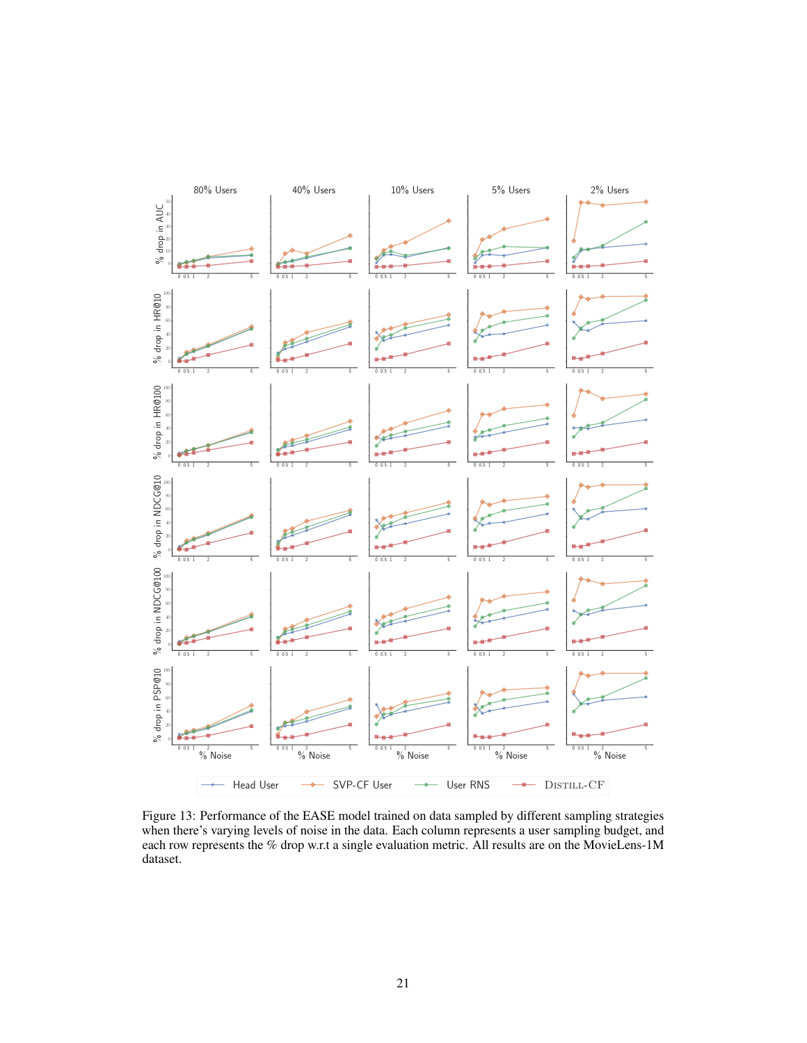Figure 13: Performance of the EASE model trained on data sampled by different sampling strategies when there's varying levels of noise in the data. Each column represents a user sampling budget, and each row represents the % drop w.r.t a single evaluation metric. All results are on the MovieLens-1M dataset.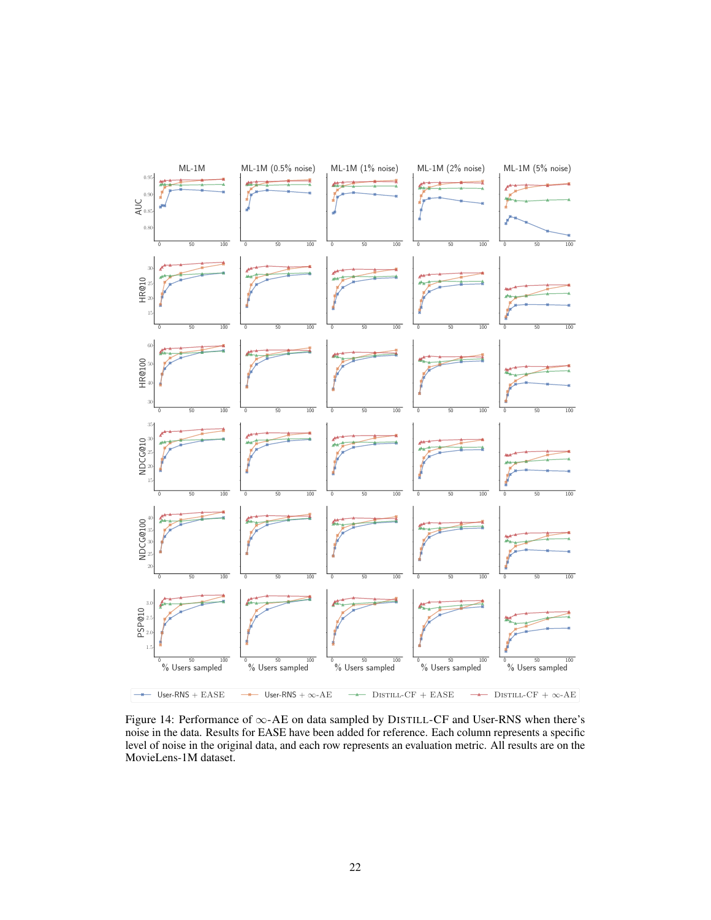ML-1M

ML-1M (0.5% noise)

ML-1M (1% noise)

ML-1M (2% noise)

ML-1M (5% noise)

AUC

HR@10

HR@100

NDCG@10

NDCG@100

PSP@10

% Users sampled

User-RNS + EASE

User-RNS + ∞-AE

DISTILL-CF + EASE

DISTILL-CF + ∞-AE

Figure 14: Performance of ∞-AE on data sampled by DISTILL-CF and User-RNS when there's noise in the data. Results for EASE have been added for reference. Each column represents a specific level of noise in the original data, and each row represents an evaluation metric. All results are on the MovieLens-1M dataset.